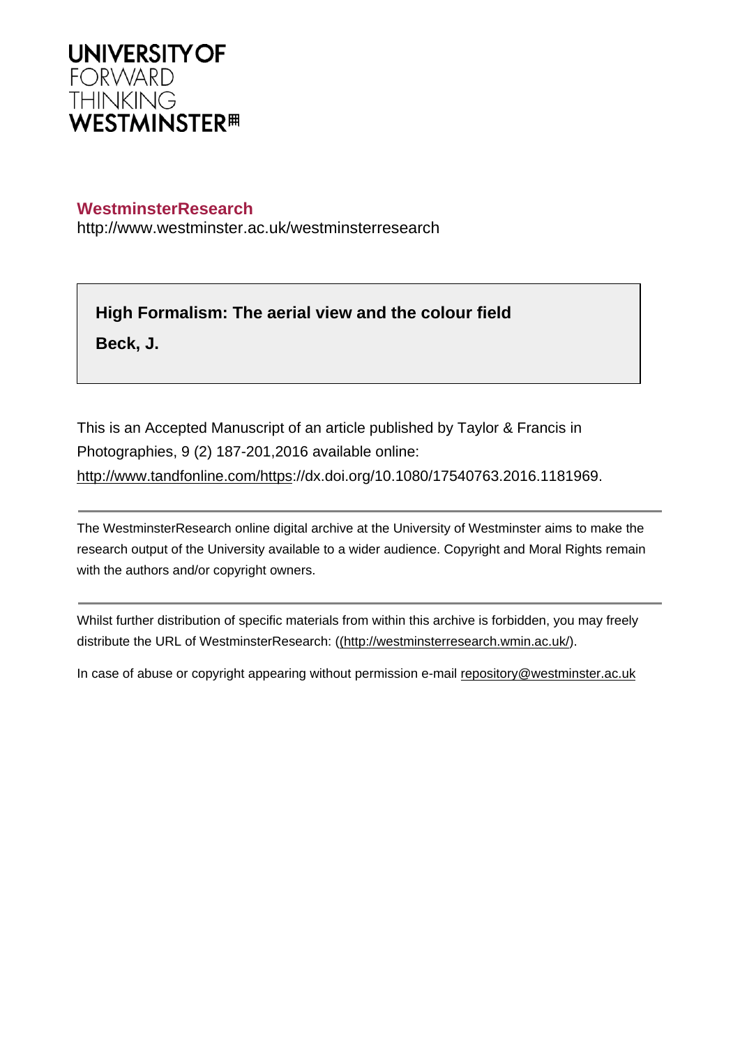**UNIVERSITY OF**
FORWARD
THINKING
**WESTMINSTER**

**WestminsterResearch**
http://www.westminster.ac.uk/westminsterresearch

**High Formalism: The aerial view and the colour field**

**Beck, J.**

This is an Accepted Manuscript of an article published by Taylor & Francis in Photographies, 9 (2) 187-201,2016 available online: http://www.tandfonline.com/https://dx.doi.org/10.1080/17540763.2016.1181969.

---

The WestminsterResearch online digital archive at the University of Westminster aims to make the research output of the University available to a wider audience. Copyright and Moral Rights remain with the authors and/or copyright owners.

---

Whilst further distribution of specific materials from within this archive is forbidden, you may freely distribute the URL of WestminsterResearch: ((http://westminsterresearch.wmin.ac.uk/).

In case of abuse or copyright appearing without permission e-mail repository@westminster.ac.uk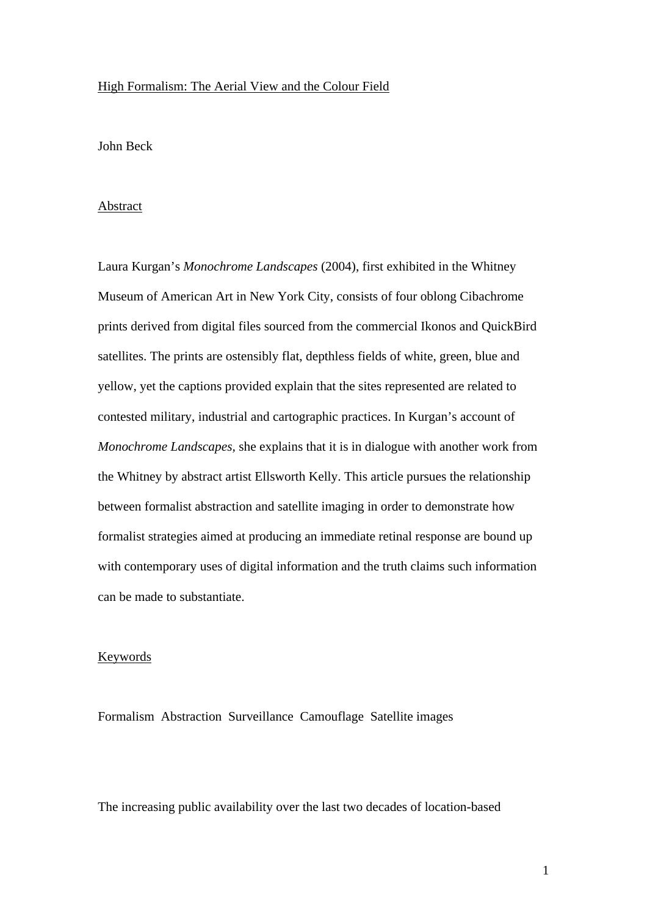# High Formalism: The Aerial View and the Colour Field

John Beck

## Abstract

Laura Kurgan's *Monochrome Landscapes* (2004), first exhibited in the Whitney Museum of American Art in New York City, consists of four oblong Cibachrome prints derived from digital files sourced from the commercial Ikonos and QuickBird satellites. The prints are ostensibly flat, depthless fields of white, green, blue and yellow, yet the captions provided explain that the sites represented are related to contested military, industrial and cartographic practices. In Kurgan's account of *Monochrome Landscapes*, she explains that it is in dialogue with another work from the Whitney by abstract artist Ellsworth Kelly. This article pursues the relationship between formalist abstraction and satellite imaging in order to demonstrate how formalist strategies aimed at producing an immediate retinal response are bound up with contemporary uses of digital information and the truth claims such information can be made to substantiate.

## Keywords

Formalism Abstraction Surveillance Camouflage Satellite images

The increasing public availability over the last two decades of location-based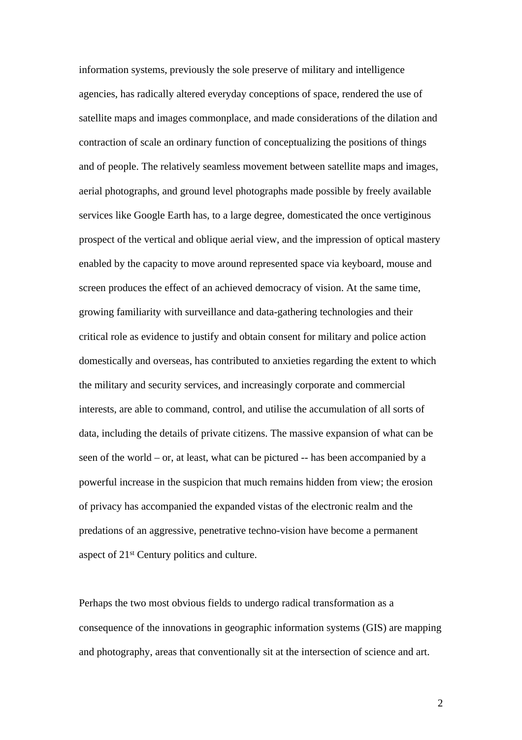information systems, previously the sole preserve of military and intelligence agencies, has radically altered everyday conceptions of space, rendered the use of satellite maps and images commonplace, and made considerations of the dilation and contraction of scale an ordinary function of conceptualizing the positions of things and of people. The relatively seamless movement between satellite maps and images, aerial photographs, and ground level photographs made possible by freely available services like Google Earth has, to a large degree, domesticated the once vertiginous prospect of the vertical and oblique aerial view, and the impression of optical mastery enabled by the capacity to move around represented space via keyboard, mouse and screen produces the effect of an achieved democracy of vision. At the same time, growing familiarity with surveillance and data-gathering technologies and their critical role as evidence to justify and obtain consent for military and police action domestically and overseas, has contributed to anxieties regarding the extent to which the military and security services, and increasingly corporate and commercial interests, are able to command, control, and utilise the accumulation of all sorts of data, including the details of private citizens. The massive expansion of what can be seen of the world – or, at least, what can be pictured -- has been accompanied by a powerful increase in the suspicion that much remains hidden from view; the erosion of privacy has accompanied the expanded vistas of the electronic realm and the predations of an aggressive, penetrative techno-vision have become a permanent aspect of 21st Century politics and culture.

Perhaps the two most obvious fields to undergo radical transformation as a consequence of the innovations in geographic information systems (GIS) are mapping and photography, areas that conventionally sit at the intersection of science and art.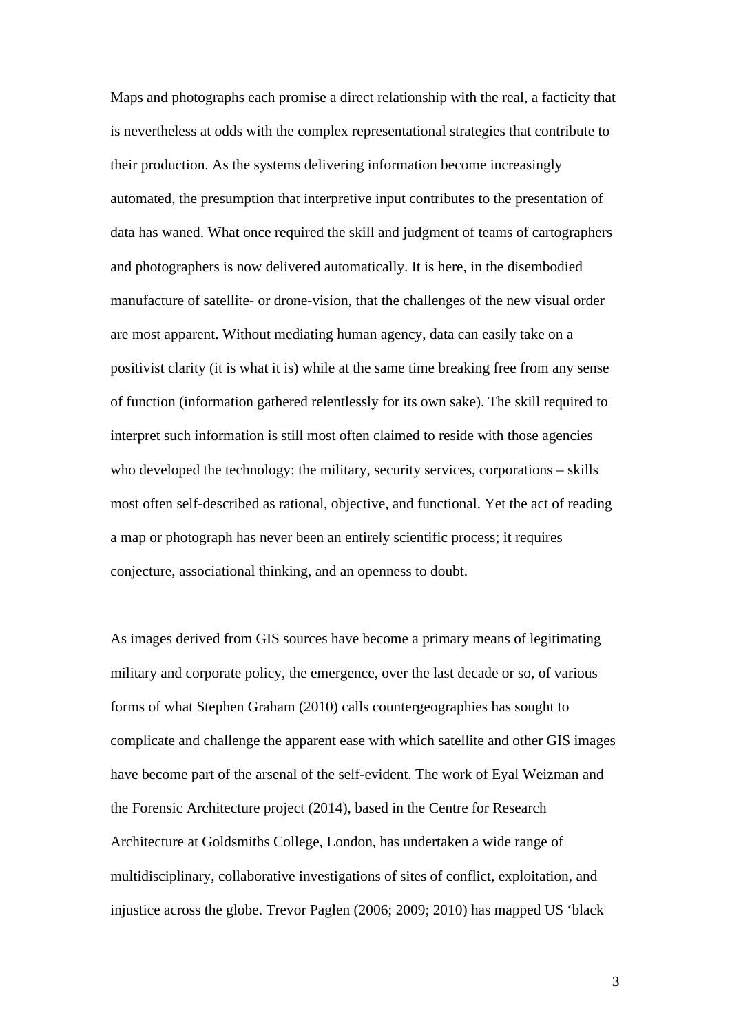Maps and photographs each promise a direct relationship with the real, a facticity that is nevertheless at odds with the complex representational strategies that contribute to their production. As the systems delivering information become increasingly automated, the presumption that interpretive input contributes to the presentation of data has waned. What once required the skill and judgment of teams of cartographers and photographers is now delivered automatically. It is here, in the disembodied manufacture of satellite- or drone-vision, that the challenges of the new visual order are most apparent. Without mediating human agency, data can easily take on a positivist clarity (it is what it is) while at the same time breaking free from any sense of function (information gathered relentlessly for its own sake). The skill required to interpret such information is still most often claimed to reside with those agencies who developed the technology: the military, security services, corporations – skills most often self-described as rational, objective, and functional. Yet the act of reading a map or photograph has never been an entirely scientific process; it requires conjecture, associational thinking, and an openness to doubt.

As images derived from GIS sources have become a primary means of legitimating military and corporate policy, the emergence, over the last decade or so, of various forms of what Stephen Graham (2010) calls countergeographies has sought to complicate and challenge the apparent ease with which satellite and other GIS images have become part of the arsenal of the self-evident. The work of Eyal Weizman and the Forensic Architecture project (2014), based in the Centre for Research Architecture at Goldsmiths College, London, has undertaken a wide range of multidisciplinary, collaborative investigations of sites of conflict, exploitation, and injustice across the globe. Trevor Paglen (2006; 2009; 2010) has mapped US 'black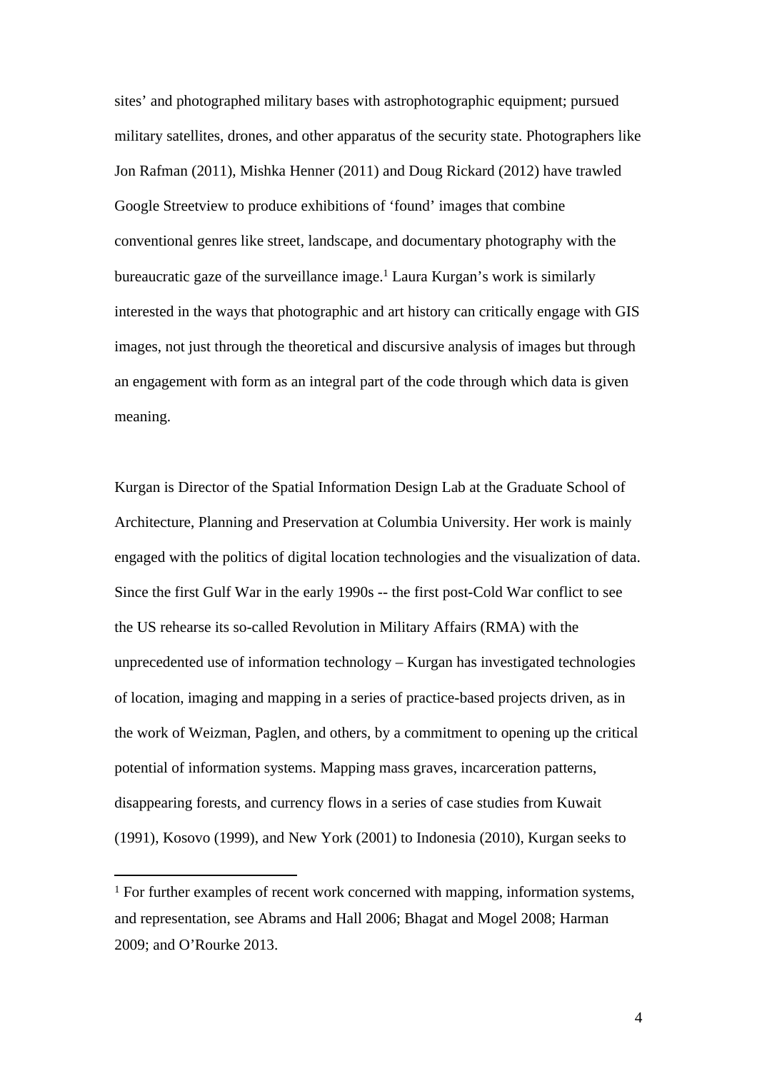sites' and photographed military bases with astrophotographic equipment; pursued military satellites, drones, and other apparatus of the security state. Photographers like Jon Rafman (2011), Mishka Henner (2011) and Doug Rickard (2012) have trawled Google Streetview to produce exhibitions of 'found' images that combine conventional genres like street, landscape, and documentary photography with the bureaucratic gaze of the surveillance image.[1] Laura Kurgan's work is similarly interested in the ways that photographic and art history can critically engage with GIS images, not just through the theoretical and discursive analysis of images but through an engagement with form as an integral part of the code through which data is given meaning.

Kurgan is Director of the Spatial Information Design Lab at the Graduate School of Architecture, Planning and Preservation at Columbia University. Her work is mainly engaged with the politics of digital location technologies and the visualization of data. Since the first Gulf War in the early 1990s -- the first post-Cold War conflict to see the US rehearse its so-called Revolution in Military Affairs (RMA) with the unprecedented use of information technology – Kurgan has investigated technologies of location, imaging and mapping in a series of practice-based projects driven, as in the work of Weizman, Paglen, and others, by a commitment to opening up the critical potential of information systems. Mapping mass graves, incarceration patterns, disappearing forests, and currency flows in a series of case studies from Kuwait (1991), Kosovo (1999), and New York (2001) to Indonesia (2010), Kurgan seeks to

---

[1] For further examples of recent work concerned with mapping, information systems, and representation, see Abrams and Hall 2006; Bhagat and Mogel 2008; Harman 2009; and O'Rourke 2013.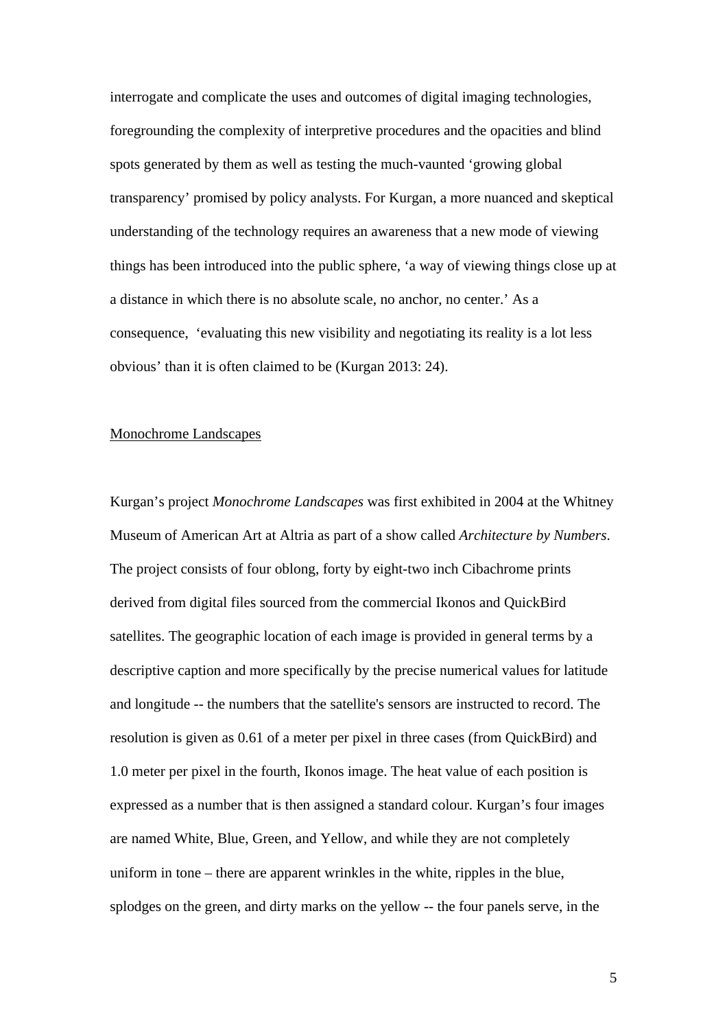interrogate and complicate the uses and outcomes of digital imaging technologies, foregrounding the complexity of interpretive procedures and the opacities and blind spots generated by them as well as testing the much-vaunted 'growing global transparency' promised by policy analysts. For Kurgan, a more nuanced and skeptical understanding of the technology requires an awareness that a new mode of viewing things has been introduced into the public sphere, 'a way of viewing things close up at a distance in which there is no absolute scale, no anchor, no center.' As a consequence, 'evaluating this new visibility and negotiating its reality is a lot less obvious' than it is often claimed to be (Kurgan 2013: 24).

## Monochrome Landscapes

Kurgan's project *Monochrome Landscapes* was first exhibited in 2004 at the Whitney Museum of American Art at Altria as part of a show called *Architecture by Numbers*. The project consists of four oblong, forty by eight-two inch Cibachrome prints derived from digital files sourced from the commercial Ikonos and QuickBird satellites. The geographic location of each image is provided in general terms by a descriptive caption and more specifically by the precise numerical values for latitude and longitude -- the numbers that the satellite's sensors are instructed to record. The resolution is given as 0.61 of a meter per pixel in three cases (from QuickBird) and 1.0 meter per pixel in the fourth, Ikonos image. The heat value of each position is expressed as a number that is then assigned a standard colour. Kurgan's four images are named White, Blue, Green, and Yellow, and while they are not completely uniform in tone – there are apparent wrinkles in the white, ripples in the blue, splodges on the green, and dirty marks on the yellow -- the four panels serve, in the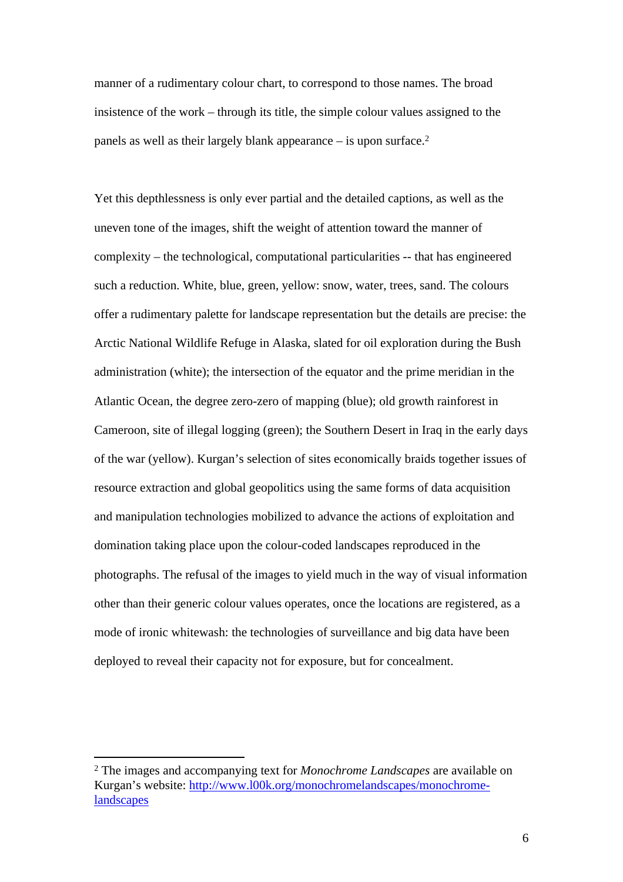manner of a rudimentary colour chart, to correspond to those names. The broad insistence of the work – through its title, the simple colour values assigned to the panels as well as their largely blank appearance – is upon surface.[2]

Yet this depthlessness is only ever partial and the detailed captions, as well as the uneven tone of the images, shift the weight of attention toward the manner of complexity – the technological, computational particularities -- that has engineered such a reduction. White, blue, green, yellow: snow, water, trees, sand. The colours offer a rudimentary palette for landscape representation but the details are precise: the Arctic National Wildlife Refuge in Alaska, slated for oil exploration during the Bush administration (white); the intersection of the equator and the prime meridian in the Atlantic Ocean, the degree zero-zero of mapping (blue); old growth rainforest in Cameroon, site of illegal logging (green); the Southern Desert in Iraq in the early days of the war (yellow). Kurgan's selection of sites economically braids together issues of resource extraction and global geopolitics using the same forms of data acquisition and manipulation technologies mobilized to advance the actions of exploitation and domination taking place upon the colour-coded landscapes reproduced in the photographs. The refusal of the images to yield much in the way of visual information other than their generic colour values operates, once the locations are registered, as a mode of ironic whitewash: the technologies of surveillance and big data have been deployed to reveal their capacity not for exposure, but for concealment.

---

[2] The images and accompanying text for *Monochrome Landscapes* are available on Kurgan's website: [http://www.l00k.org/monochromelandscapes/monochrome-landscapes](http://www.l00k.org/monochromelandscapes/monochrome-landscapes)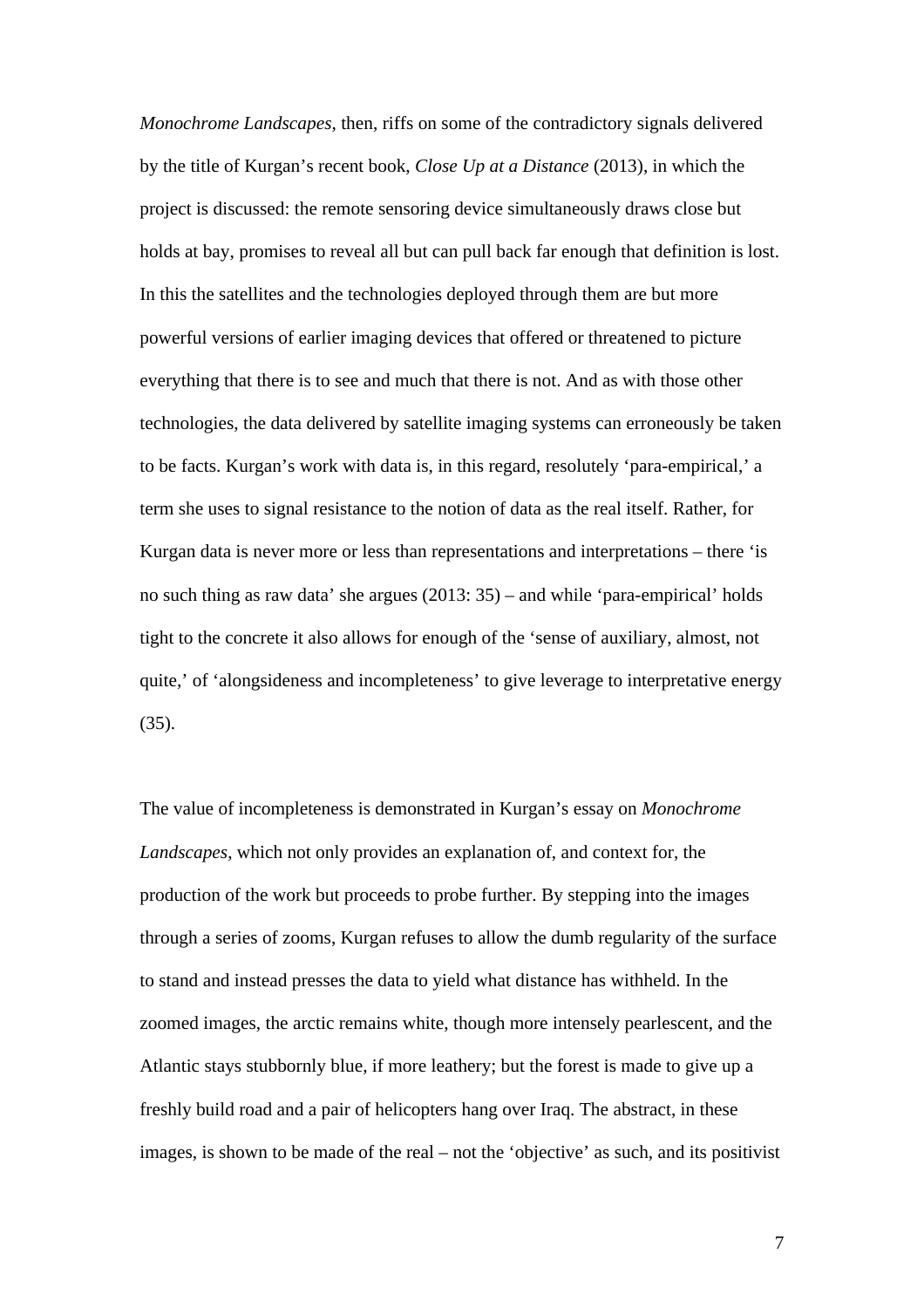*Monochrome Landscapes*, then, riffs on some of the contradictory signals delivered by the title of Kurgan's recent book, *Close Up at a Distance* (2013), in which the project is discussed: the remote sensoring device simultaneously draws close but holds at bay, promises to reveal all but can pull back far enough that definition is lost. In this the satellites and the technologies deployed through them are but more powerful versions of earlier imaging devices that offered or threatened to picture everything that there is to see and much that there is not. And as with those other technologies, the data delivered by satellite imaging systems can erroneously be taken to be facts. Kurgan's work with data is, in this regard, resolutely 'para-empirical,' a term she uses to signal resistance to the notion of data as the real itself. Rather, for Kurgan data is never more or less than representations and interpretations – there 'is no such thing as raw data' she argues (2013: 35) – and while 'para-empirical' holds tight to the concrete it also allows for enough of the 'sense of auxiliary, almost, not quite,' of 'alongsideness and incompleteness' to give leverage to interpretative energy (35).

The value of incompleteness is demonstrated in Kurgan's essay on *Monochrome Landscapes*, which not only provides an explanation of, and context for, the production of the work but proceeds to probe further. By stepping into the images through a series of zooms, Kurgan refuses to allow the dumb regularity of the surface to stand and instead presses the data to yield what distance has withheld. In the zoomed images, the arctic remains white, though more intensely pearlescent, and the Atlantic stays stubbornly blue, if more leathery; but the forest is made to give up a freshly build road and a pair of helicopters hang over Iraq. The abstract, in these images, is shown to be made of the real – not the 'objective' as such, and its positivist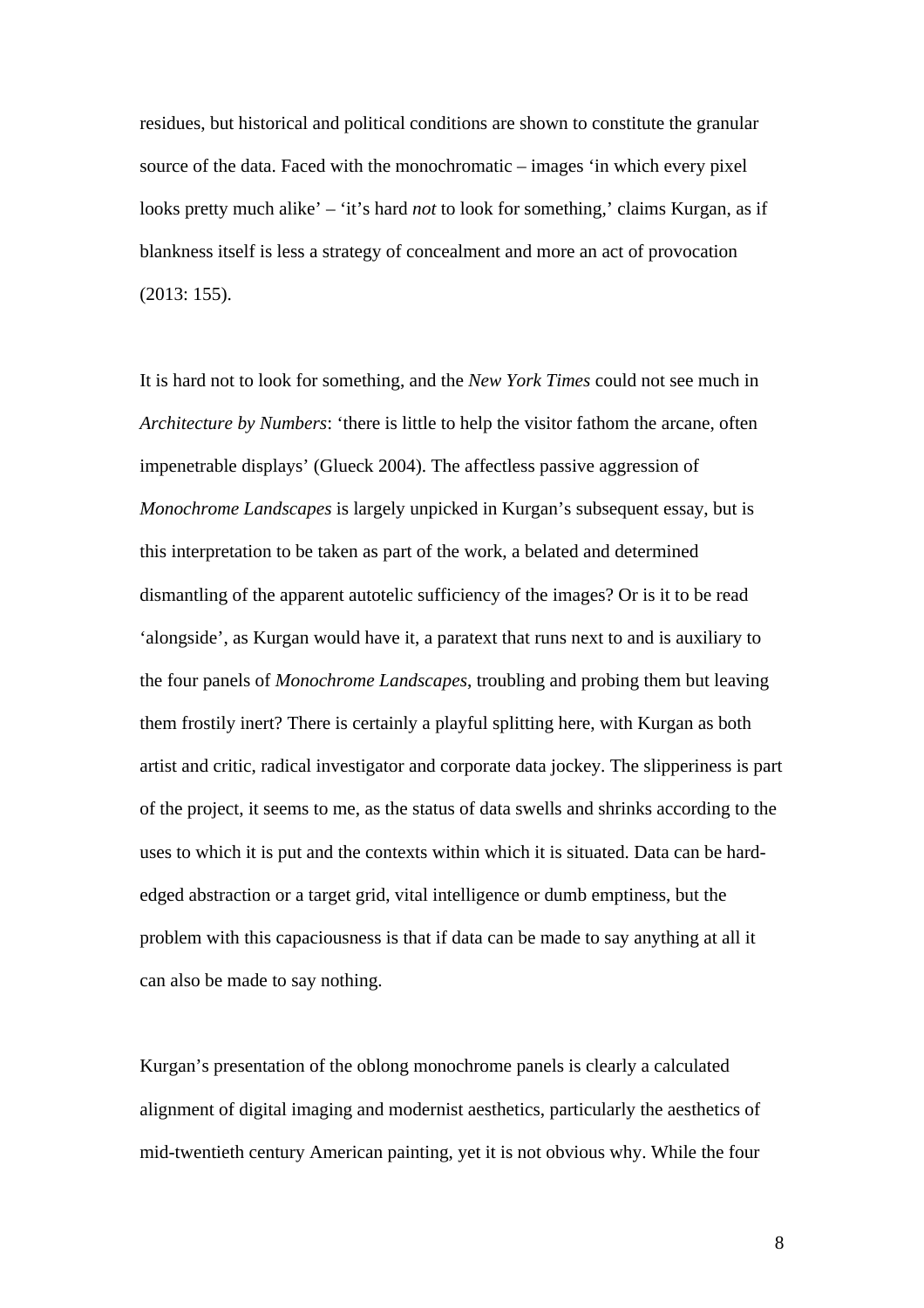residues, but historical and political conditions are shown to constitute the granular source of the data. Faced with the monochromatic – images 'in which every pixel looks pretty much alike' – 'it's hard *not* to look for something,' claims Kurgan, as if blankness itself is less a strategy of concealment and more an act of provocation (2013: 155).

It is hard not to look for something, and the *New York Times* could not see much in *Architecture by Numbers*: 'there is little to help the visitor fathom the arcane, often impenetrable displays' (Glueck 2004). The affectless passive aggression of *Monochrome Landscapes* is largely unpicked in Kurgan's subsequent essay, but is this interpretation to be taken as part of the work, a belated and determined dismantling of the apparent autotelic sufficiency of the images? Or is it to be read 'alongside', as Kurgan would have it, a paratext that runs next to and is auxiliary to the four panels of *Monochrome Landscapes*, troubling and probing them but leaving them frostily inert? There is certainly a playful splitting here, with Kurgan as both artist and critic, radical investigator and corporate data jockey. The slipperiness is part of the project, it seems to me, as the status of data swells and shrinks according to the uses to which it is put and the contexts within which it is situated. Data can be hard-edged abstraction or a target grid, vital intelligence or dumb emptiness, but the problem with this capaciousness is that if data can be made to say anything at all it can also be made to say nothing.

Kurgan's presentation of the oblong monochrome panels is clearly a calculated alignment of digital imaging and modernist aesthetics, particularly the aesthetics of mid-twentieth century American painting, yet it is not obvious why. While the four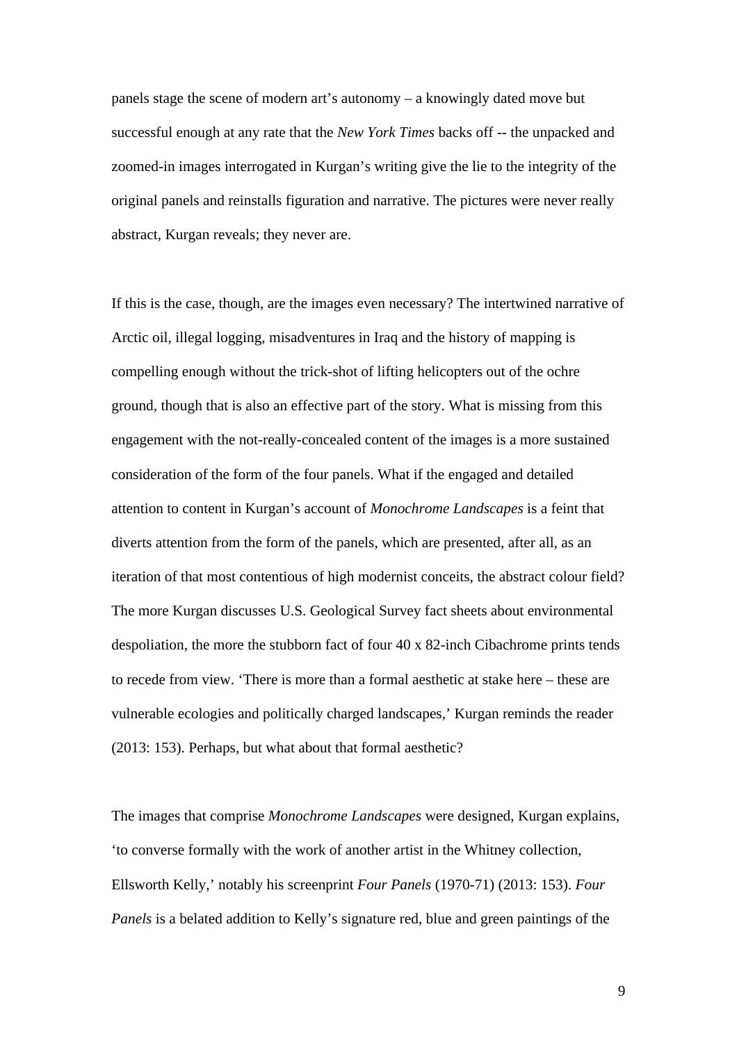panels stage the scene of modern art's autonomy – a knowingly dated move but successful enough at any rate that the *New York Times* backs off -- the unpacked and zoomed-in images interrogated in Kurgan's writing give the lie to the integrity of the original panels and reinstalls figuration and narrative. The pictures were never really abstract, Kurgan reveals; they never are.

If this is the case, though, are the images even necessary? The intertwined narrative of Arctic oil, illegal logging, misadventures in Iraq and the history of mapping is compelling enough without the trick-shot of lifting helicopters out of the ochre ground, though that is also an effective part of the story. What is missing from this engagement with the not-really-concealed content of the images is a more sustained consideration of the form of the four panels. What if the engaged and detailed attention to content in Kurgan's account of *Monochrome Landscapes* is a feint that diverts attention from the form of the panels, which are presented, after all, as an iteration of that most contentious of high modernist conceits, the abstract colour field? The more Kurgan discusses U.S. Geological Survey fact sheets about environmental despoliation, the more the stubborn fact of four 40 x 82-inch Cibachrome prints tends to recede from view. 'There is more than a formal aesthetic at stake here – these are vulnerable ecologies and politically charged landscapes,' Kurgan reminds the reader (2013: 153). Perhaps, but what about that formal aesthetic?

The images that comprise *Monochrome Landscapes* were designed, Kurgan explains, 'to converse formally with the work of another artist in the Whitney collection, Ellsworth Kelly,' notably his screenprint *Four Panels* (1970-71) (2013: 153). *Four Panels* is a belated addition to Kelly's signature red, blue and green paintings of the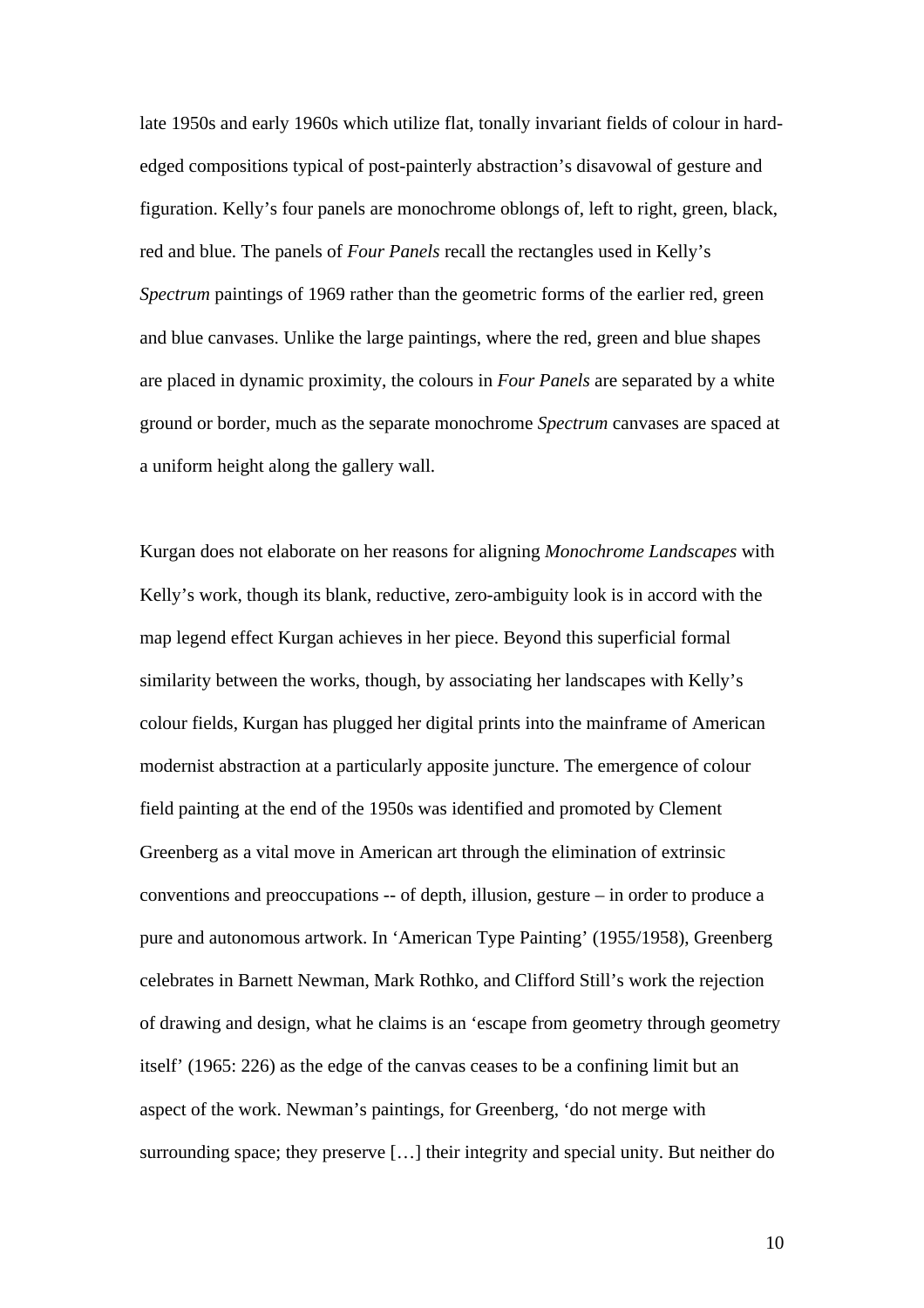late 1950s and early 1960s which utilize flat, tonally invariant fields of colour in hard-edged compositions typical of post-painterly abstraction's disavowal of gesture and figuration. Kelly's four panels are monochrome oblongs of, left to right, green, black, red and blue. The panels of *Four Panels* recall the rectangles used in Kelly's *Spectrum* paintings of 1969 rather than the geometric forms of the earlier red, green and blue canvases. Unlike the large paintings, where the red, green and blue shapes are placed in dynamic proximity, the colours in *Four Panels* are separated by a white ground or border, much as the separate monochrome *Spectrum* canvases are spaced at a uniform height along the gallery wall.

Kurgan does not elaborate on her reasons for aligning *Monochrome Landscapes* with Kelly's work, though its blank, reductive, zero-ambiguity look is in accord with the map legend effect Kurgan achieves in her piece. Beyond this superficial formal similarity between the works, though, by associating her landscapes with Kelly's colour fields, Kurgan has plugged her digital prints into the mainframe of American modernist abstraction at a particularly apposite juncture. The emergence of colour field painting at the end of the 1950s was identified and promoted by Clement Greenberg as a vital move in American art through the elimination of extrinsic conventions and preoccupations -- of depth, illusion, gesture – in order to produce a pure and autonomous artwork. In 'American Type Painting' (1955/1958), Greenberg celebrates in Barnett Newman, Mark Rothko, and Clifford Still's work the rejection of drawing and design, what he claims is an 'escape from geometry through geometry itself' (1965: 226) as the edge of the canvas ceases to be a confining limit but an aspect of the work. Newman's paintings, for Greenberg, 'do not merge with surrounding space; they preserve […] their integrity and special unity. But neither do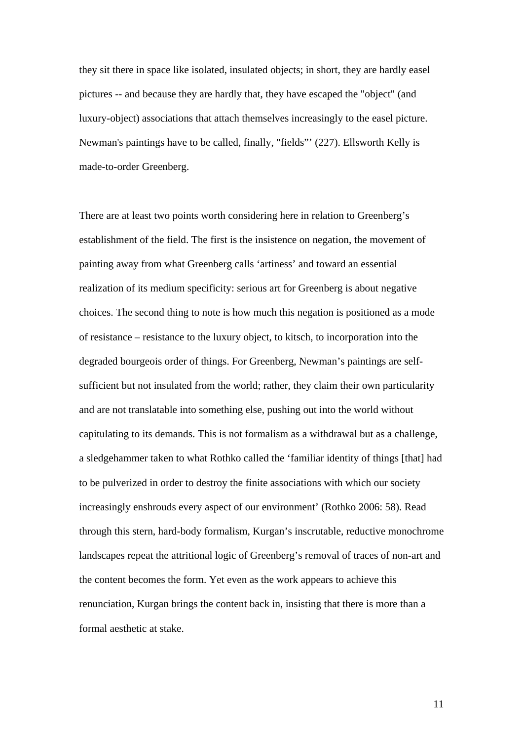they sit there in space like isolated, insulated objects; in short, they are hardly easel pictures -- and because they are hardly that, they have escaped the "object" (and luxury-object) associations that attach themselves increasingly to the easel picture. Newman's paintings have to be called, finally, "fields"' (227). Ellsworth Kelly is made-to-order Greenberg.

There are at least two points worth considering here in relation to Greenberg's establishment of the field. The first is the insistence on negation, the movement of painting away from what Greenberg calls 'artiness' and toward an essential realization of its medium specificity: serious art for Greenberg is about negative choices. The second thing to note is how much this negation is positioned as a mode of resistance – resistance to the luxury object, to kitsch, to incorporation into the degraded bourgeois order of things. For Greenberg, Newman's paintings are self-sufficient but not insulated from the world; rather, they claim their own particularity and are not translatable into something else, pushing out into the world without capitulating to its demands. This is not formalism as a withdrawal but as a challenge, a sledgehammer taken to what Rothko called the 'familiar identity of things [that] had to be pulverized in order to destroy the finite associations with which our society increasingly enshrouds every aspect of our environment' (Rothko 2006: 58). Read through this stern, hard-body formalism, Kurgan's inscrutable, reductive monochrome landscapes repeat the attritional logic of Greenberg's removal of traces of non-art and the content becomes the form. Yet even as the work appears to achieve this renunciation, Kurgan brings the content back in, insisting that there is more than a formal aesthetic at stake.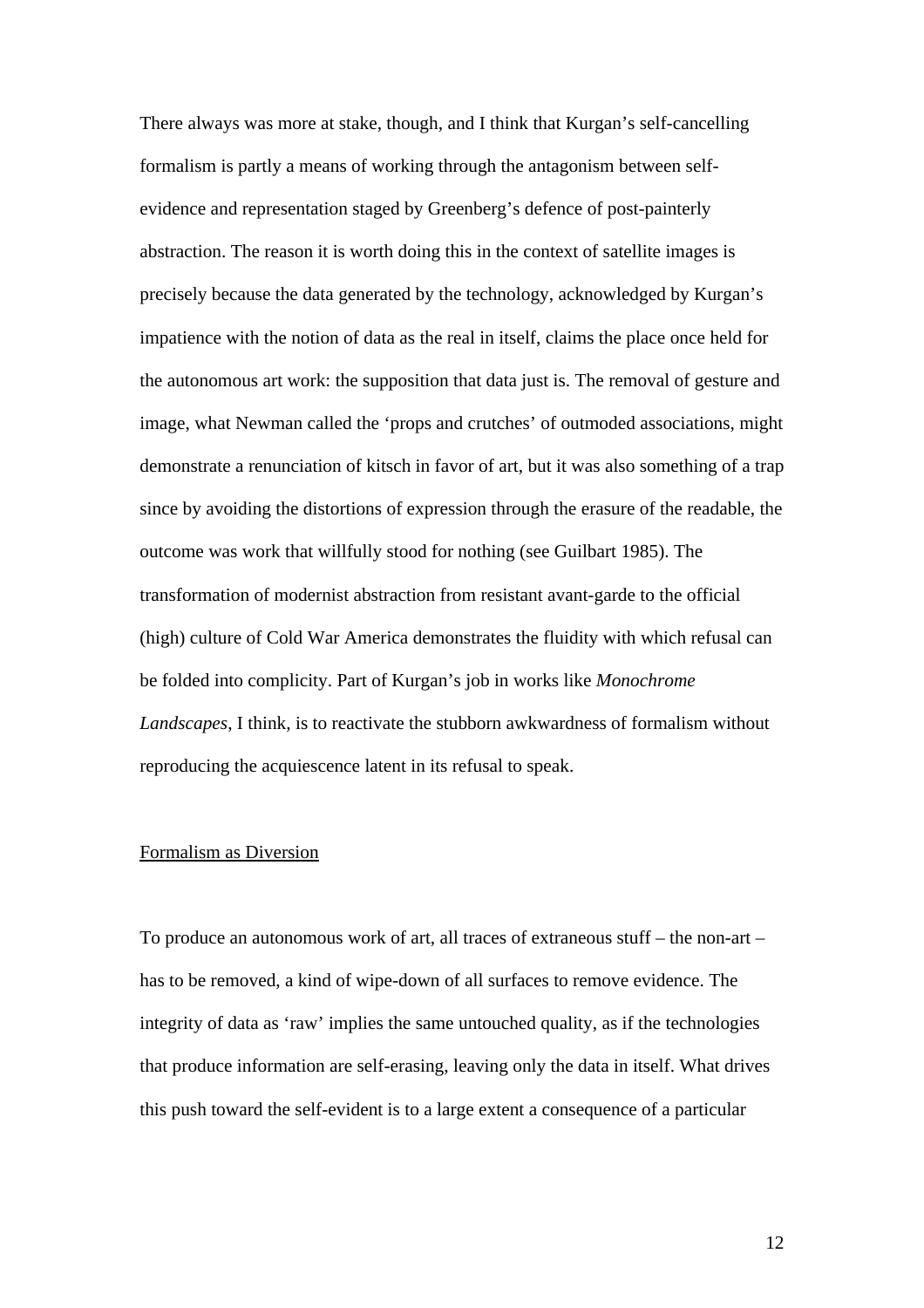There always was more at stake, though, and I think that Kurgan's self-cancelling formalism is partly a means of working through the antagonism between self-evidence and representation staged by Greenberg's defence of post-painterly abstraction. The reason it is worth doing this in the context of satellite images is precisely because the data generated by the technology, acknowledged by Kurgan's impatience with the notion of data as the real in itself, claims the place once held for the autonomous art work: the supposition that data just is. The removal of gesture and image, what Newman called the 'props and crutches' of outmoded associations, might demonstrate a renunciation of kitsch in favor of art, but it was also something of a trap since by avoiding the distortions of expression through the erasure of the readable, the outcome was work that willfully stood for nothing (see Guilbart 1985). The transformation of modernist abstraction from resistant avant-garde to the official (high) culture of Cold War America demonstrates the fluidity with which refusal can be folded into complicity. Part of Kurgan's job in works like *Monochrome Landscapes*, I think, is to reactivate the stubborn awkwardness of formalism without reproducing the acquiescence latent in its refusal to speak.

## Formalism as Diversion

To produce an autonomous work of art, all traces of extraneous stuff – the non-art – has to be removed, a kind of wipe-down of all surfaces to remove evidence. The integrity of data as 'raw' implies the same untouched quality, as if the technologies that produce information are self-erasing, leaving only the data in itself. What drives this push toward the self-evident is to a large extent a consequence of a particular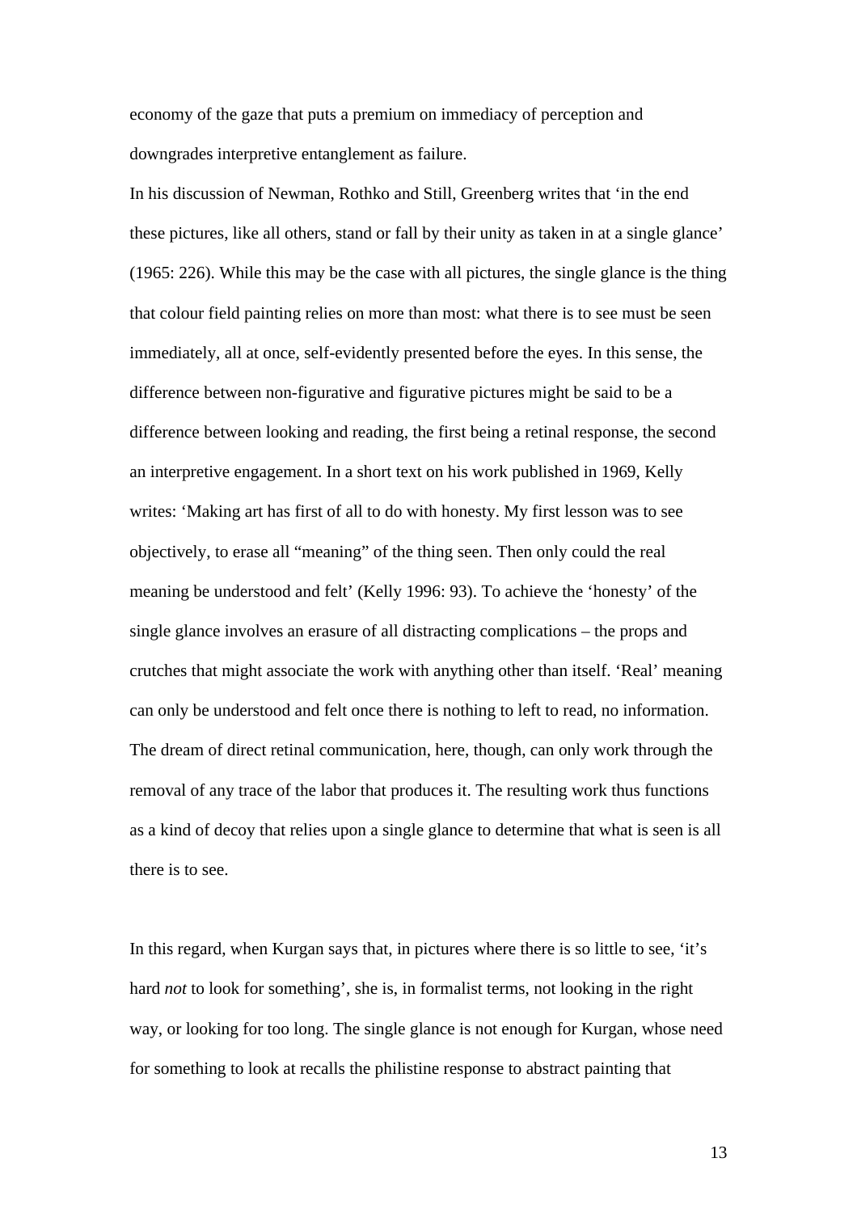economy of the gaze that puts a premium on immediacy of perception and downgrades interpretive entanglement as failure.

In his discussion of Newman, Rothko and Still, Greenberg writes that 'in the end these pictures, like all others, stand or fall by their unity as taken in at a single glance' (1965: 226). While this may be the case with all pictures, the single glance is the thing that colour field painting relies on more than most: what there is to see must be seen immediately, all at once, self-evidently presented before the eyes. In this sense, the difference between non-figurative and figurative pictures might be said to be a difference between looking and reading, the first being a retinal response, the second an interpretive engagement. In a short text on his work published in 1969, Kelly writes: 'Making art has first of all to do with honesty. My first lesson was to see objectively, to erase all "meaning" of the thing seen. Then only could the real meaning be understood and felt' (Kelly 1996: 93). To achieve the 'honesty' of the single glance involves an erasure of all distracting complications – the props and crutches that might associate the work with anything other than itself. 'Real' meaning can only be understood and felt once there is nothing to left to read, no information. The dream of direct retinal communication, here, though, can only work through the removal of any trace of the labor that produces it. The resulting work thus functions as a kind of decoy that relies upon a single glance to determine that what is seen is all there is to see.

In this regard, when Kurgan says that, in pictures where there is so little to see, 'it's hard *not* to look for something', she is, in formalist terms, not looking in the right way, or looking for too long. The single glance is not enough for Kurgan, whose need for something to look at recalls the philistine response to abstract painting that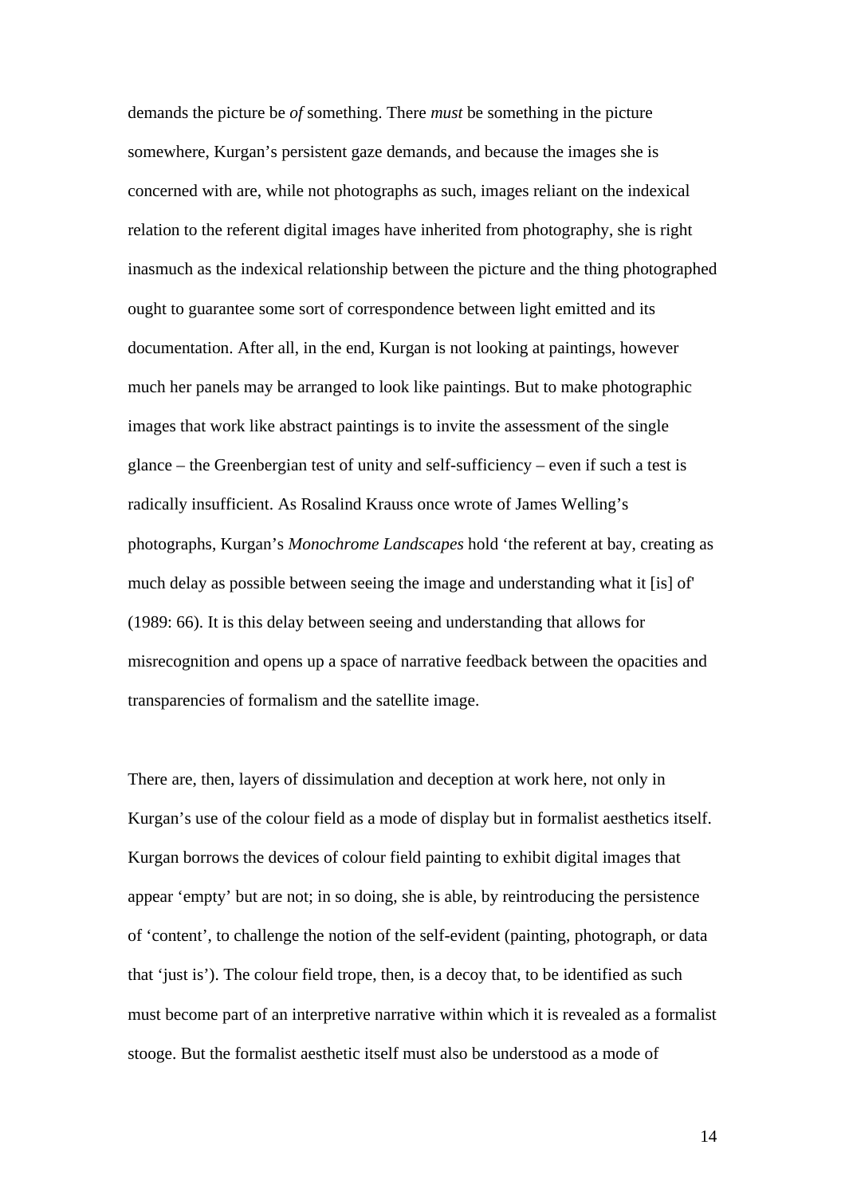demands the picture be *of* something. There *must* be something in the picture somewhere, Kurgan's persistent gaze demands, and because the images she is concerned with are, while not photographs as such, images reliant on the indexical relation to the referent digital images have inherited from photography, she is right inasmuch as the indexical relationship between the picture and the thing photographed ought to guarantee some sort of correspondence between light emitted and its documentation. After all, in the end, Kurgan is not looking at paintings, however much her panels may be arranged to look like paintings. But to make photographic images that work like abstract paintings is to invite the assessment of the single glance – the Greenbergian test of unity and self-sufficiency – even if such a test is radically insufficient. As Rosalind Krauss once wrote of James Welling's photographs, Kurgan's *Monochrome Landscapes* hold 'the referent at bay, creating as much delay as possible between seeing the image and understanding what it [is] of' (1989: 66). It is this delay between seeing and understanding that allows for misrecognition and opens up a space of narrative feedback between the opacities and transparencies of formalism and the satellite image.

There are, then, layers of dissimulation and deception at work here, not only in Kurgan's use of the colour field as a mode of display but in formalist aesthetics itself. Kurgan borrows the devices of colour field painting to exhibit digital images that appear 'empty' but are not; in so doing, she is able, by reintroducing the persistence of 'content', to challenge the notion of the self-evident (painting, photograph, or data that 'just is'). The colour field trope, then, is a decoy that, to be identified as such must become part of an interpretive narrative within which it is revealed as a formalist stooge. But the formalist aesthetic itself must also be understood as a mode of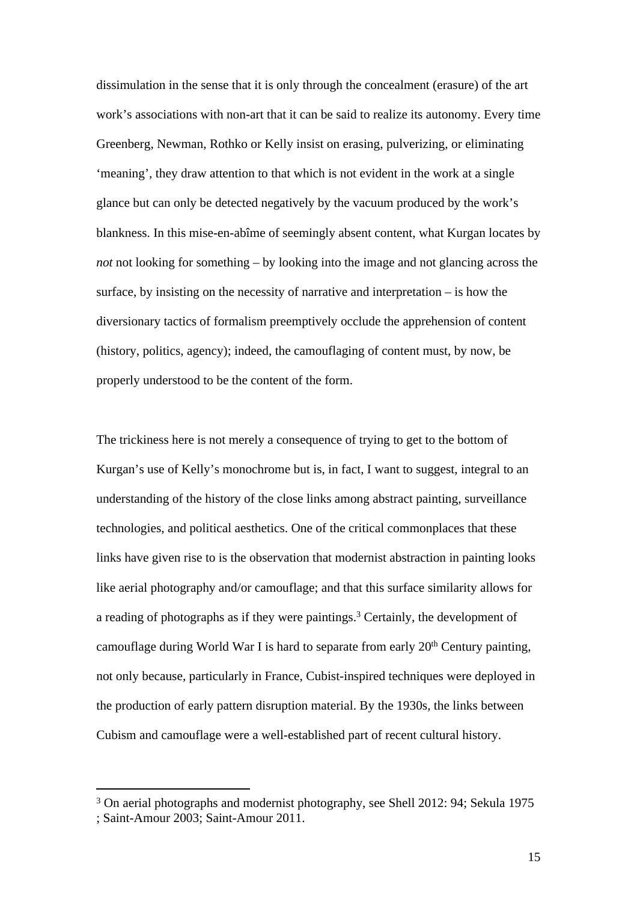dissimulation in the sense that it is only through the concealment (erasure) of the art work's associations with non-art that it can be said to realize its autonomy. Every time Greenberg, Newman, Rothko or Kelly insist on erasing, pulverizing, or eliminating 'meaning', they draw attention to that which is not evident in the work at a single glance but can only be detected negatively by the vacuum produced by the work's blankness. In this mise-en-abîme of seemingly absent content, what Kurgan locates by *not* not looking for something – by looking into the image and not glancing across the surface, by insisting on the necessity of narrative and interpretation – is how the diversionary tactics of formalism preemptively occlude the apprehension of content (history, politics, agency); indeed, the camouflaging of content must, by now, be properly understood to be the content of the form.

The trickiness here is not merely a consequence of trying to get to the bottom of Kurgan's use of Kelly's monochrome but is, in fact, I want to suggest, integral to an understanding of the history of the close links among abstract painting, surveillance technologies, and political aesthetics. One of the critical commonplaces that these links have given rise to is the observation that modernist abstraction in painting looks like aerial photography and/or camouflage; and that this surface similarity allows for a reading of photographs as if they were paintings.[3] Certainly, the development of camouflage during World War I is hard to separate from early 20th Century painting, not only because, particularly in France, Cubist-inspired techniques were deployed in the production of early pattern disruption material. By the 1930s, the links between Cubism and camouflage were a well-established part of recent cultural history.

---

[3] On aerial photographs and modernist photography, see Shell 2012: 94; Sekula 1975 ; Saint-Amour 2003; Saint-Amour 2011.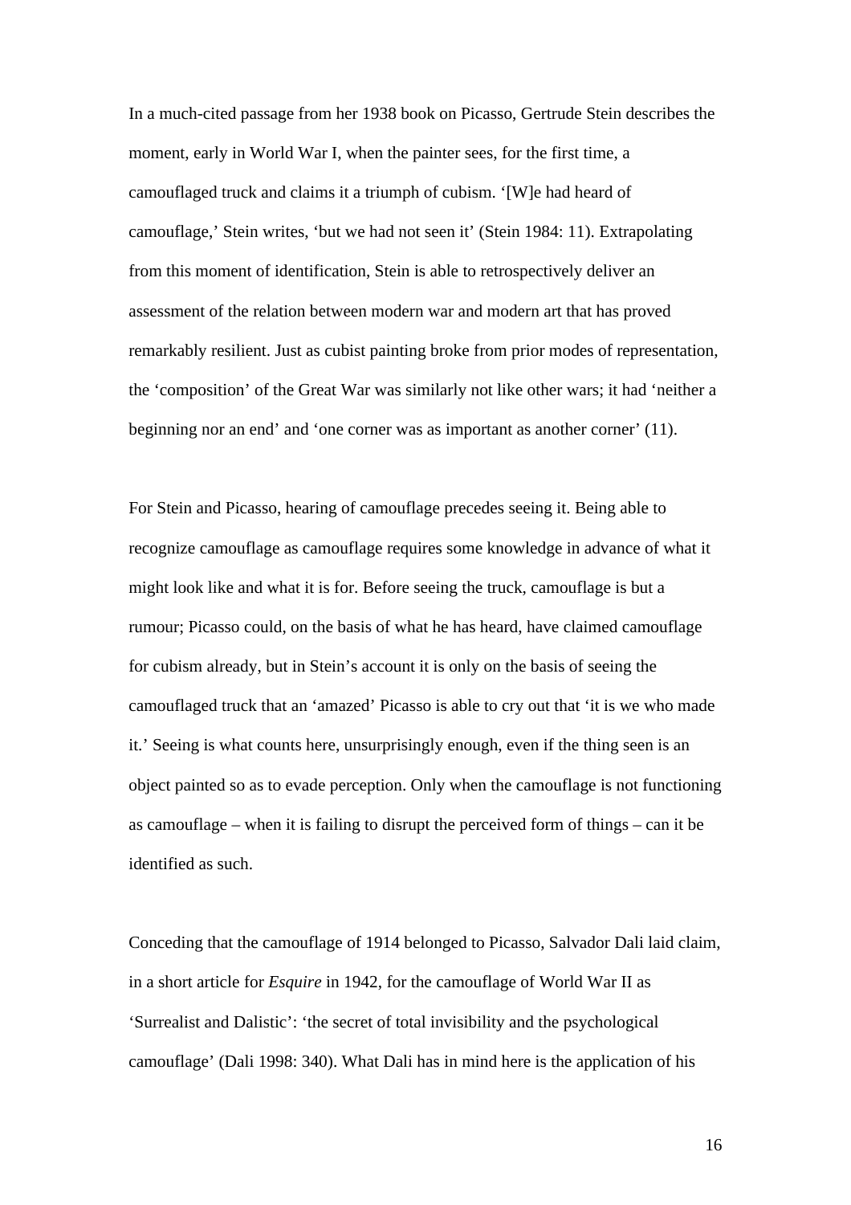In a much-cited passage from her 1938 book on Picasso, Gertrude Stein describes the moment, early in World War I, when the painter sees, for the first time, a camouflaged truck and claims it a triumph of cubism. '[W]e had heard of camouflage,' Stein writes, 'but we had not seen it' (Stein 1984: 11). Extrapolating from this moment of identification, Stein is able to retrospectively deliver an assessment of the relation between modern war and modern art that has proved remarkably resilient. Just as cubist painting broke from prior modes of representation, the 'composition' of the Great War was similarly not like other wars; it had 'neither a beginning nor an end' and 'one corner was as important as another corner' (11).

For Stein and Picasso, hearing of camouflage precedes seeing it. Being able to recognize camouflage as camouflage requires some knowledge in advance of what it might look like and what it is for. Before seeing the truck, camouflage is but a rumour; Picasso could, on the basis of what he has heard, have claimed camouflage for cubism already, but in Stein's account it is only on the basis of seeing the camouflaged truck that an 'amazed' Picasso is able to cry out that 'it is we who made it.' Seeing is what counts here, unsurprisingly enough, even if the thing seen is an object painted so as to evade perception. Only when the camouflage is not functioning as camouflage – when it is failing to disrupt the perceived form of things – can it be identified as such.

Conceding that the camouflage of 1914 belonged to Picasso, Salvador Dali laid claim, in a short article for *Esquire* in 1942, for the camouflage of World War II as 'Surrealist and Dalistic': 'the secret of total invisibility and the psychological camouflage' (Dali 1998: 340). What Dali has in mind here is the application of his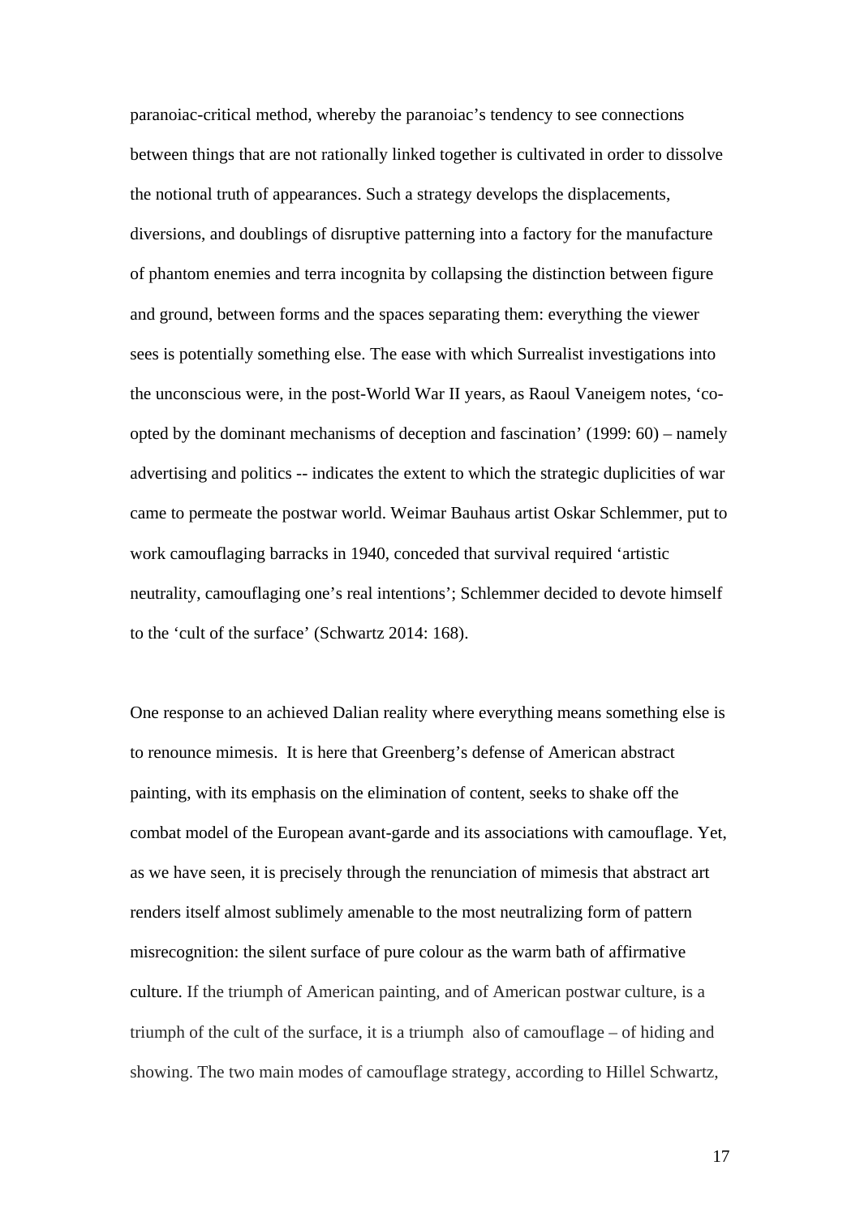paranoiac-critical method, whereby the paranoiac's tendency to see connections between things that are not rationally linked together is cultivated in order to dissolve the notional truth of appearances. Such a strategy develops the displacements, diversions, and doublings of disruptive patterning into a factory for the manufacture of phantom enemies and terra incognita by collapsing the distinction between figure and ground, between forms and the spaces separating them: everything the viewer sees is potentially something else. The ease with which Surrealist investigations into the unconscious were, in the post-World War II years, as Raoul Vaneigem notes, 'co-opted by the dominant mechanisms of deception and fascination' (1999: 60) – namely advertising and politics -- indicates the extent to which the strategic duplicities of war came to permeate the postwar world. Weimar Bauhaus artist Oskar Schlemmer, put to work camouflaging barracks in 1940, conceded that survival required 'artistic neutrality, camouflaging one's real intentions'; Schlemmer decided to devote himself to the 'cult of the surface' (Schwartz 2014: 168).

One response to an achieved Dalian reality where everything means something else is to renounce mimesis. It is here that Greenberg's defense of American abstract painting, with its emphasis on the elimination of content, seeks to shake off the combat model of the European avant-garde and its associations with camouflage. Yet, as we have seen, it is precisely through the renunciation of mimesis that abstract art renders itself almost sublimely amenable to the most neutralizing form of pattern misrecognition: the silent surface of pure colour as the warm bath of affirmative culture. If the triumph of American painting, and of American postwar culture, is a triumph of the cult of the surface, it is a triumph also of camouflage – of hiding and showing. The two main modes of camouflage strategy, according to Hillel Schwartz,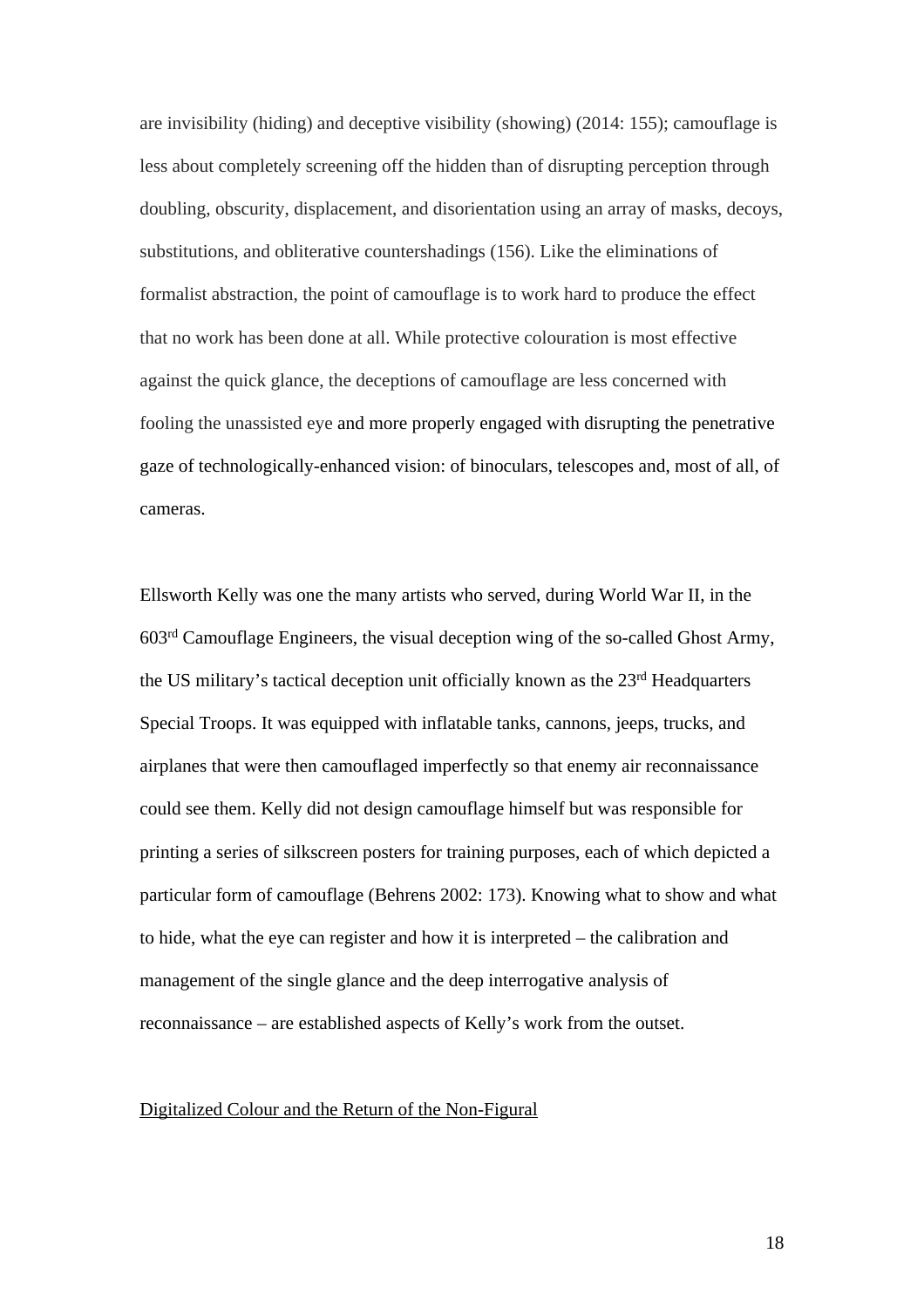are invisibility (hiding) and deceptive visibility (showing) (2014: 155); camouflage is less about completely screening off the hidden than of disrupting perception through doubling, obscurity, displacement, and disorientation using an array of masks, decoys, substitutions, and obliterative countershadings (156). Like the eliminations of formalist abstraction, the point of camouflage is to work hard to produce the effect that no work has been done at all. While protective colouration is most effective against the quick glance, the deceptions of camouflage are less concerned with fooling the unassisted eye and more properly engaged with disrupting the penetrative gaze of technologically-enhanced vision: of binoculars, telescopes and, most of all, of cameras.

Ellsworth Kelly was one the many artists who served, during World War II, in the 603rd Camouflage Engineers, the visual deception wing of the so-called Ghost Army, the US military's tactical deception unit officially known as the 23rd Headquarters Special Troops. It was equipped with inflatable tanks, cannons, jeeps, trucks, and airplanes that were then camouflaged imperfectly so that enemy air reconnaissance could see them. Kelly did not design camouflage himself but was responsible for printing a series of silkscreen posters for training purposes, each of which depicted a particular form of camouflage (Behrens 2002: 173). Knowing what to show and what to hide, what the eye can register and how it is interpreted – the calibration and management of the single glance and the deep interrogative analysis of reconnaissance – are established aspects of Kelly's work from the outset.

## Digitalized Colour and the Return of the Non-Figural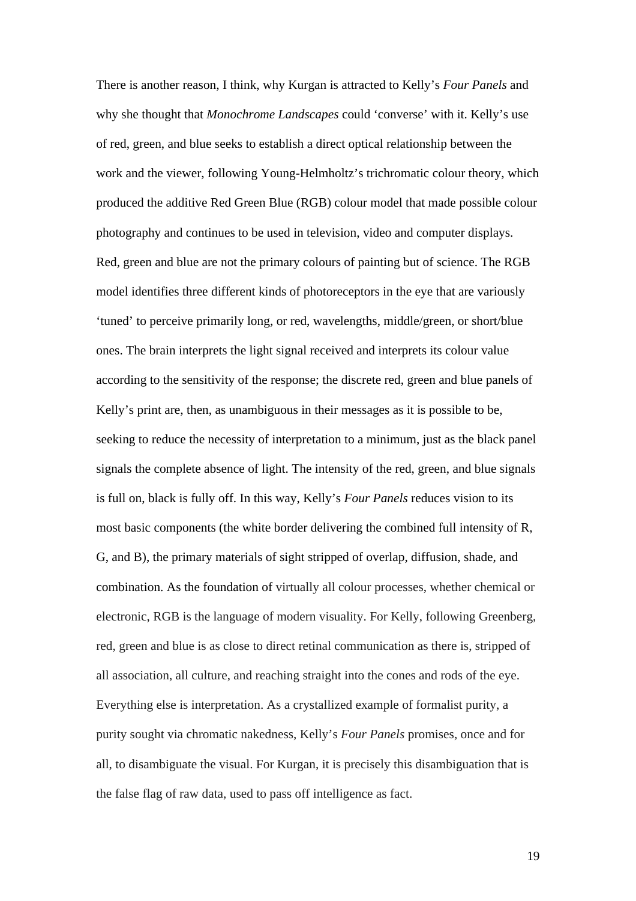There is another reason, I think, why Kurgan is attracted to Kelly's *Four Panels* and why she thought that *Monochrome Landscapes* could 'converse' with it. Kelly's use of red, green, and blue seeks to establish a direct optical relationship between the work and the viewer, following Young-Helmholtz's trichromatic colour theory, which produced the additive Red Green Blue (RGB) colour model that made possible colour photography and continues to be used in television, video and computer displays. Red, green and blue are not the primary colours of painting but of science. The RGB model identifies three different kinds of photoreceptors in the eye that are variously 'tuned' to perceive primarily long, or red, wavelengths, middle/green, or short/blue ones. The brain interprets the light signal received and interprets its colour value according to the sensitivity of the response; the discrete red, green and blue panels of Kelly's print are, then, as unambiguous in their messages as it is possible to be, seeking to reduce the necessity of interpretation to a minimum, just as the black panel signals the complete absence of light. The intensity of the red, green, and blue signals is full on, black is fully off. In this way, Kelly's *Four Panels* reduces vision to its most basic components (the white border delivering the combined full intensity of R, G, and B), the primary materials of sight stripped of overlap, diffusion, shade, and combination. As the foundation of virtually all colour processes, whether chemical or electronic, RGB is the language of modern visuality. For Kelly, following Greenberg, red, green and blue is as close to direct retinal communication as there is, stripped of all association, all culture, and reaching straight into the cones and rods of the eye. Everything else is interpretation. As a crystallized example of formalist purity, a purity sought via chromatic nakedness, Kelly's *Four Panels* promises, once and for all, to disambiguate the visual. For Kurgan, it is precisely this disambiguation that is the false flag of raw data, used to pass off intelligence as fact.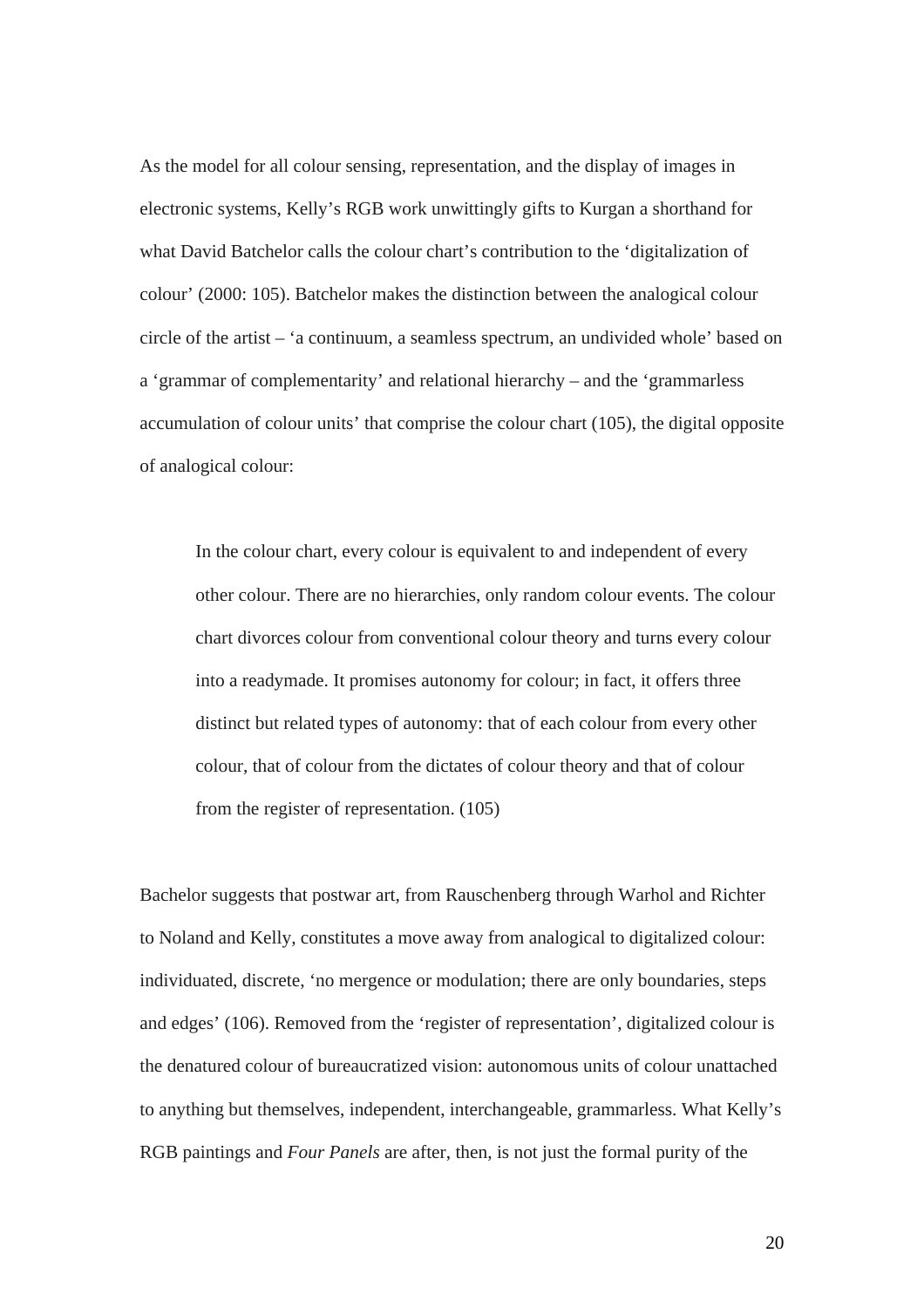As the model for all colour sensing, representation, and the display of images in electronic systems, Kelly's RGB work unwittingly gifts to Kurgan a shorthand for what David Batchelor calls the colour chart's contribution to the 'digitalization of colour' (2000: 105). Batchelor makes the distinction between the analogical colour circle of the artist – 'a continuum, a seamless spectrum, an undivided whole' based on a 'grammar of complementarity' and relational hierarchy – and the 'grammarless accumulation of colour units' that comprise the colour chart (105), the digital opposite of analogical colour:

> In the colour chart, every colour is equivalent to and independent of every other colour. There are no hierarchies, only random colour events. The colour chart divorces colour from conventional colour theory and turns every colour into a readymade. It promises autonomy for colour; in fact, it offers three distinct but related types of autonomy: that of each colour from every other colour, that of colour from the dictates of colour theory and that of colour from the register of representation. (105)

Bachelor suggests that postwar art, from Rauschenberg through Warhol and Richter to Noland and Kelly, constitutes a move away from analogical to digitalized colour: individuated, discrete, 'no mergence or modulation; there are only boundaries, steps and edges' (106). Removed from the 'register of representation', digitalized colour is the denatured colour of bureaucratized vision: autonomous units of colour unattached to anything but themselves, independent, interchangeable, grammarless. What Kelly's RGB paintings and *Four Panels* are after, then, is not just the formal purity of the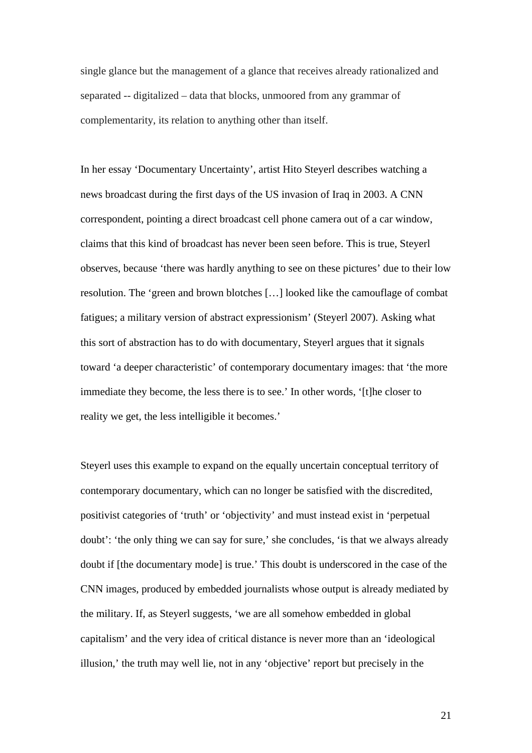single glance but the management of a glance that receives already rationalized and separated -- digitalized – data that blocks, unmoored from any grammar of complementarity, its relation to anything other than itself.

In her essay 'Documentary Uncertainty', artist Hito Steyerl describes watching a news broadcast during the first days of the US invasion of Iraq in 2003. A CNN correspondent, pointing a direct broadcast cell phone camera out of a car window, claims that this kind of broadcast has never been seen before. This is true, Steyerl observes, because 'there was hardly anything to see on these pictures' due to their low resolution. The 'green and brown blotches […] looked like the camouflage of combat fatigues; a military version of abstract expressionism' (Steyerl 2007). Asking what this sort of abstraction has to do with documentary, Steyerl argues that it signals toward 'a deeper characteristic' of contemporary documentary images: that 'the more immediate they become, the less there is to see.' In other words, '[t]he closer to reality we get, the less intelligible it becomes.'

Steyerl uses this example to expand on the equally uncertain conceptual territory of contemporary documentary, which can no longer be satisfied with the discredited, positivist categories of 'truth' or 'objectivity' and must instead exist in 'perpetual doubt': 'the only thing we can say for sure,' she concludes, 'is that we always already doubt if [the documentary mode] is true.' This doubt is underscored in the case of the CNN images, produced by embedded journalists whose output is already mediated by the military. If, as Steyerl suggests, 'we are all somehow embedded in global capitalism' and the very idea of critical distance is never more than an 'ideological illusion,' the truth may well lie, not in any 'objective' report but precisely in the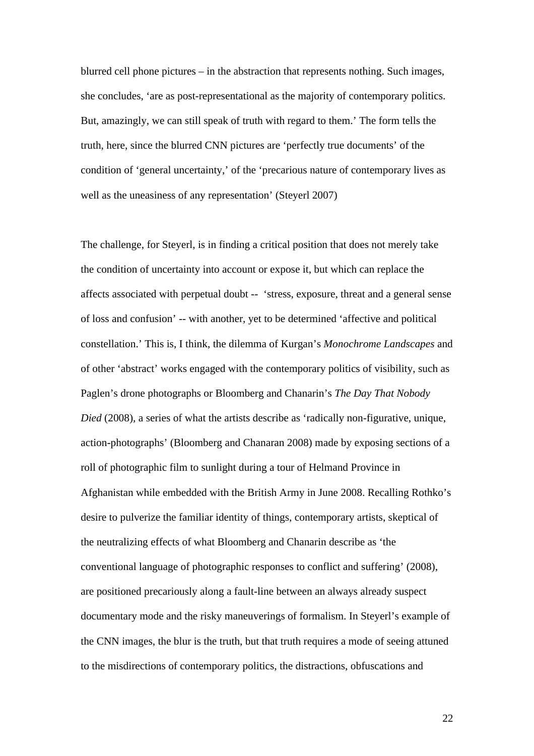blurred cell phone pictures – in the abstraction that represents nothing. Such images, she concludes, 'are as post-representational as the majority of contemporary politics. But, amazingly, we can still speak of truth with regard to them.' The form tells the truth, here, since the blurred CNN pictures are 'perfectly true documents' of the condition of 'general uncertainty,' of the 'precarious nature of contemporary lives as well as the uneasiness of any representation' (Steyerl 2007)

The challenge, for Steyerl, is in finding a critical position that does not merely take the condition of uncertainty into account or expose it, but which can replace the affects associated with perpetual doubt -- 'stress, exposure, threat and a general sense of loss and confusion' -- with another, yet to be determined 'affective and political constellation.' This is, I think, the dilemma of Kurgan's *Monochrome Landscapes* and of other 'abstract' works engaged with the contemporary politics of visibility, such as Paglen's drone photographs or Bloomberg and Chanarin's *The Day That Nobody Died* (2008), a series of what the artists describe as 'radically non-figurative, unique, action-photographs' (Bloomberg and Chanaran 2008) made by exposing sections of a roll of photographic film to sunlight during a tour of Helmand Province in Afghanistan while embedded with the British Army in June 2008. Recalling Rothko's desire to pulverize the familiar identity of things, contemporary artists, skeptical of the neutralizing effects of what Bloomberg and Chanarin describe as 'the conventional language of photographic responses to conflict and suffering' (2008), are positioned precariously along a fault-line between an always already suspect documentary mode and the risky maneuverings of formalism. In Steyerl's example of the CNN images, the blur is the truth, but that truth requires a mode of seeing attuned to the misdirections of contemporary politics, the distractions, obfuscations and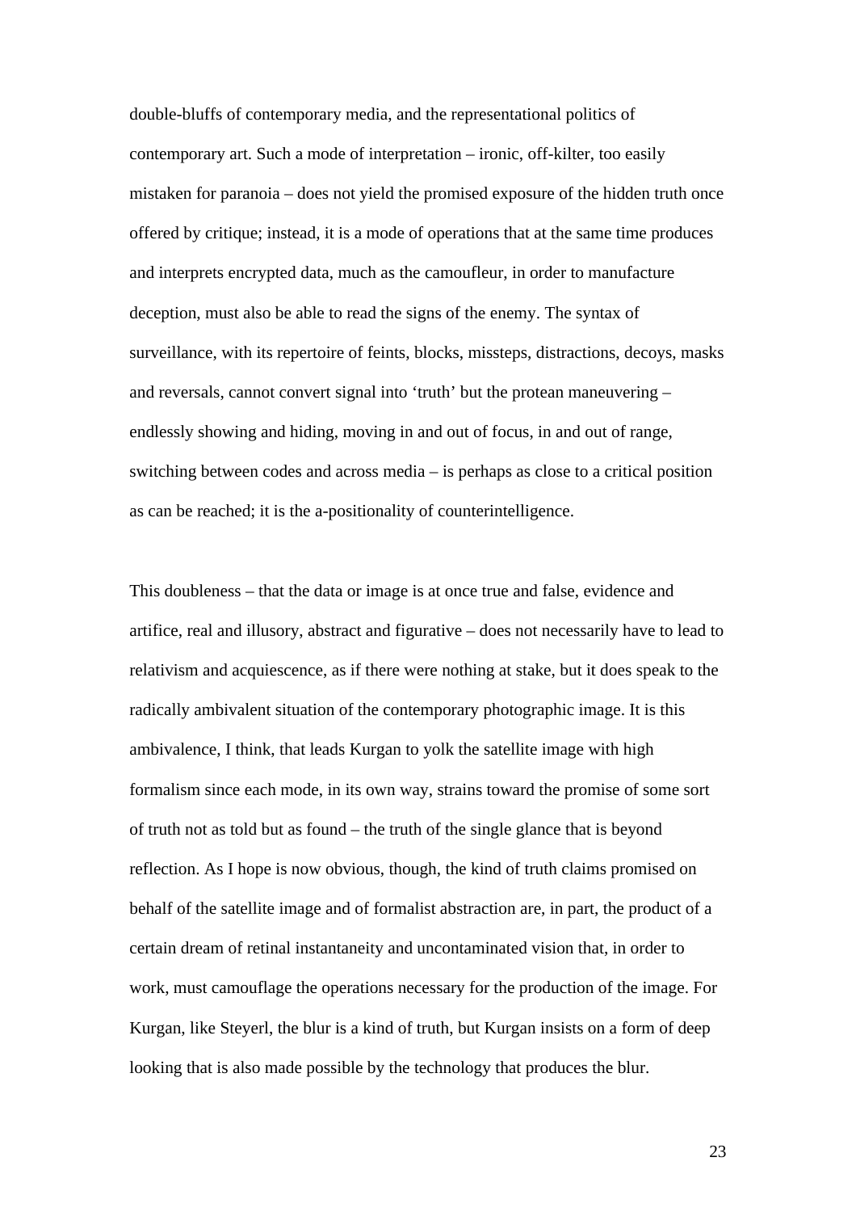double-bluffs of contemporary media, and the representational politics of contemporary art. Such a mode of interpretation – ironic, off-kilter, too easily mistaken for paranoia – does not yield the promised exposure of the hidden truth once offered by critique; instead, it is a mode of operations that at the same time produces and interprets encrypted data, much as the camoufleur, in order to manufacture deception, must also be able to read the signs of the enemy. The syntax of surveillance, with its repertoire of feints, blocks, missteps, distractions, decoys, masks and reversals, cannot convert signal into 'truth' but the protean maneuvering – endlessly showing and hiding, moving in and out of focus, in and out of range, switching between codes and across media – is perhaps as close to a critical position as can be reached; it is the a-positionality of counterintelligence.

This doubleness – that the data or image is at once true and false, evidence and artifice, real and illusory, abstract and figurative – does not necessarily have to lead to relativism and acquiescence, as if there were nothing at stake, but it does speak to the radically ambivalent situation of the contemporary photographic image. It is this ambivalence, I think, that leads Kurgan to yolk the satellite image with high formalism since each mode, in its own way, strains toward the promise of some sort of truth not as told but as found – the truth of the single glance that is beyond reflection. As I hope is now obvious, though, the kind of truth claims promised on behalf of the satellite image and of formalist abstraction are, in part, the product of a certain dream of retinal instantaneity and uncontaminated vision that, in order to work, must camouflage the operations necessary for the production of the image. For Kurgan, like Steyerl, the blur is a kind of truth, but Kurgan insists on a form of deep looking that is also made possible by the technology that produces the blur.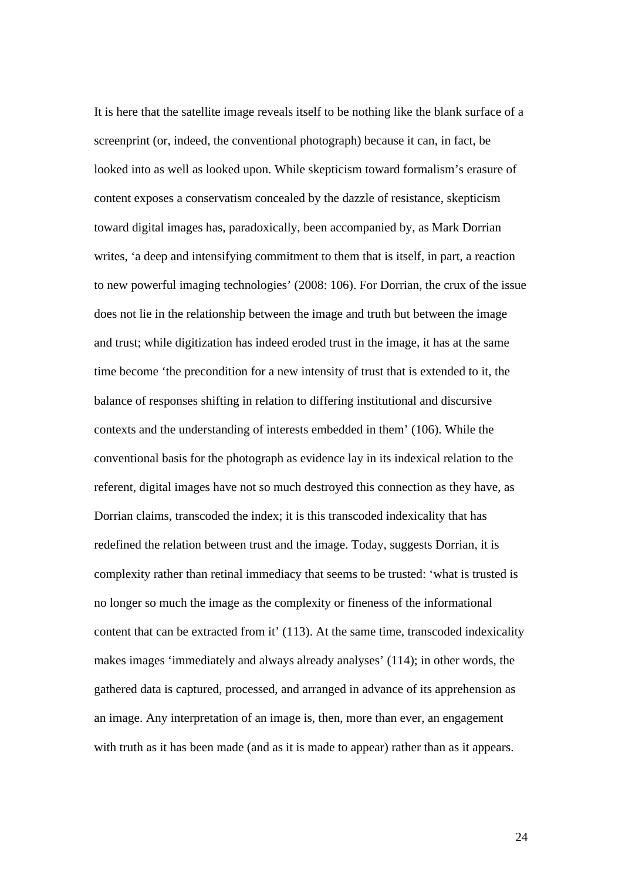It is here that the satellite image reveals itself to be nothing like the blank surface of a screenprint (or, indeed, the conventional photograph) because it can, in fact, be looked into as well as looked upon. While skepticism toward formalism's erasure of content exposes a conservatism concealed by the dazzle of resistance, skepticism toward digital images has, paradoxically, been accompanied by, as Mark Dorrian writes, 'a deep and intensifying commitment to them that is itself, in part, a reaction to new powerful imaging technologies' (2008: 106). For Dorrian, the crux of the issue does not lie in the relationship between the image and truth but between the image and trust; while digitization has indeed eroded trust in the image, it has at the same time become 'the precondition for a new intensity of trust that is extended to it, the balance of responses shifting in relation to differing institutional and discursive contexts and the understanding of interests embedded in them' (106). While the conventional basis for the photograph as evidence lay in its indexical relation to the referent, digital images have not so much destroyed this connection as they have, as Dorrian claims, transcoded the index; it is this transcoded indexicality that has redefined the relation between trust and the image. Today, suggests Dorrian, it is complexity rather than retinal immediacy that seems to be trusted: 'what is trusted is no longer so much the image as the complexity or fineness of the informational content that can be extracted from it' (113). At the same time, transcoded indexicality makes images 'immediately and always already analyses' (114); in other words, the gathered data is captured, processed, and arranged in advance of its apprehension as an image. Any interpretation of an image is, then, more than ever, an engagement with truth as it has been made (and as it is made to appear) rather than as it appears.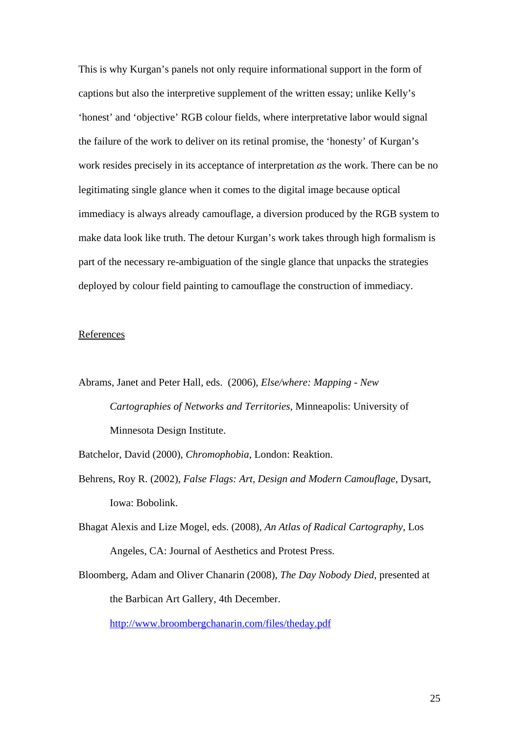This is why Kurgan's panels not only require informational support in the form of captions but also the interpretive supplement of the written essay; unlike Kelly's 'honest' and 'objective' RGB colour fields, where interpretative labor would signal the failure of the work to deliver on its retinal promise, the 'honesty' of Kurgan's work resides precisely in its acceptance of interpretation *as* the work. There can be no legitimating single glance when it comes to the digital image because optical immediacy is always already camouflage, a diversion produced by the RGB system to make data look like truth. The detour Kurgan's work takes through high formalism is part of the necessary re-ambiguation of the single glance that unpacks the strategies deployed by colour field painting to camouflage the construction of immediacy.

## References

Abrams, Janet and Peter Hall, eds. (2006), *Else/where: Mapping - New Cartographies of Networks and Territories*, Minneapolis: University of Minnesota Design Institute.

Batchelor, David (2000), *Chromophobia*, London: Reaktion.

Behrens, Roy R. (2002), *False Flags: Art, Design and Modern Camouflage*, Dysart, Iowa: Bobolink.

Bhagat Alexis and Lize Mogel, eds. (2008), *An Atlas of Radical Cartography*, Los Angeles, CA: Journal of Aesthetics and Protest Press.

Bloomberg, Adam and Oliver Chanarin (2008), *The Day Nobody Died*, presented at the Barbican Art Gallery, 4th December. http://www.broombergchanarin.com/files/theday.pdf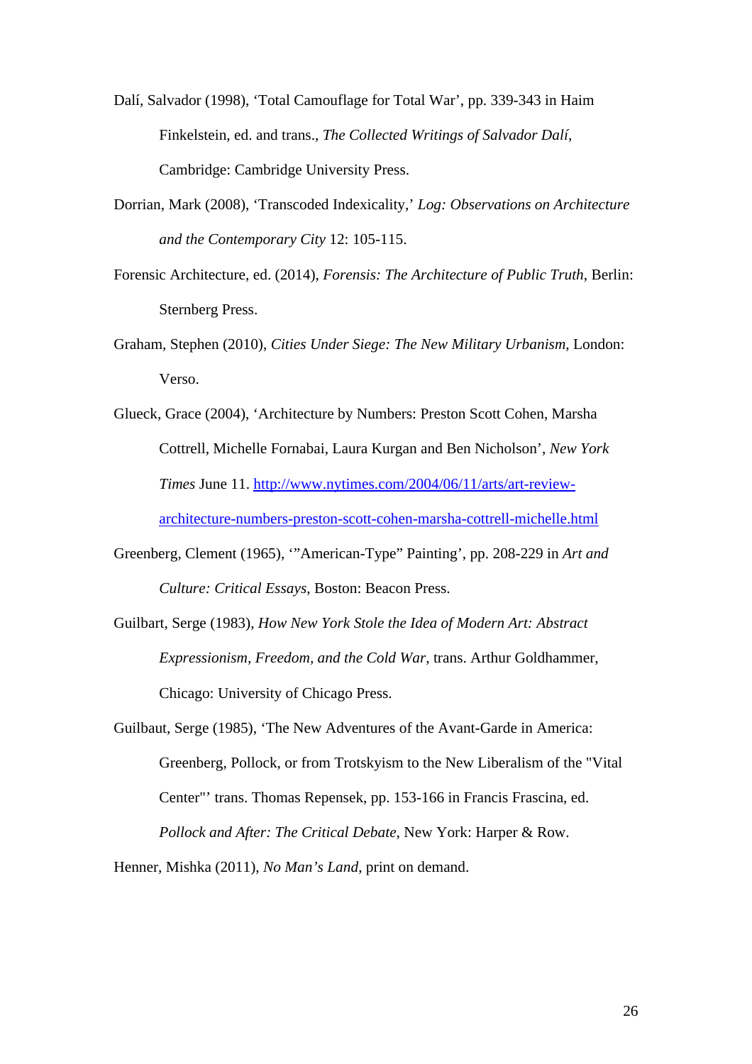Dalí, Salvador (1998), 'Total Camouflage for Total War', pp. 339-343 in Haim Finkelstein, ed. and trans., *The Collected Writings of Salvador Dalí*, Cambridge: Cambridge University Press.

Dorrian, Mark (2008), 'Transcoded Indexicality,' *Log: Observations on Architecture and the Contemporary City* 12: 105-115.

Forensic Architecture, ed. (2014), *Forensis: The Architecture of Public Truth*, Berlin: Sternberg Press.

Graham, Stephen (2010), *Cities Under Siege: The New Military Urbanism*, London: Verso.

Glueck, Grace (2004), 'Architecture by Numbers: Preston Scott Cohen, Marsha Cottrell, Michelle Fornabai, Laura Kurgan and Ben Nicholson', *New York Times* June 11. [http://www.nytimes.com/2004/06/11/arts/art-review-architecture-numbers-preston-scott-cohen-marsha-cottrell-michelle.html](http://www.nytimes.com/2004/06/11/arts/art-review-architecture-numbers-preston-scott-cohen-marsha-cottrell-michelle.html)

Greenberg, Clement (1965), '"American-Type" Painting', pp. 208-229 in *Art and Culture: Critical Essays*, Boston: Beacon Press.

Guilbart, Serge (1983), *How New York Stole the Idea of Modern Art: Abstract Expressionism, Freedom, and the Cold War*, trans. Arthur Goldhammer, Chicago: University of Chicago Press.

Guilbaut, Serge (1985), 'The New Adventures of the Avant-Garde in America: Greenberg, Pollock, or from Trotskyism to the New Liberalism of the "Vital Center"' trans. Thomas Repensek, pp. 153-166 in Francis Frascina, ed. *Pollock and After: The Critical Debate*, New York: Harper & Row.

Henner, Mishka (2011), *No Man's Land*, print on demand.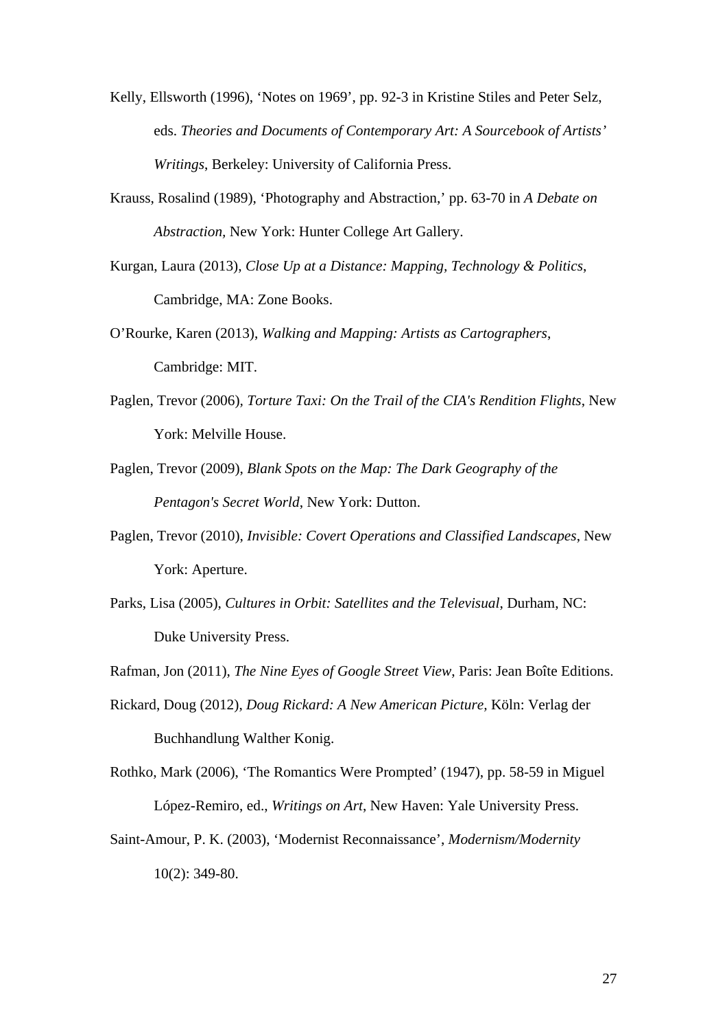Kelly, Ellsworth (1996), 'Notes on 1969', pp. 92-3 in Kristine Stiles and Peter Selz, eds. *Theories and Documents of Contemporary Art: A Sourcebook of Artists' Writings*, Berkeley: University of California Press.

Krauss, Rosalind (1989), 'Photography and Abstraction,' pp. 63-70 in *A Debate on Abstraction*, New York: Hunter College Art Gallery.

Kurgan, Laura (2013), *Close Up at a Distance: Mapping, Technology & Politics*, Cambridge, MA: Zone Books.

O'Rourke, Karen (2013), *Walking and Mapping: Artists as Cartographers*, Cambridge: MIT.

Paglen, Trevor (2006), *Torture Taxi: On the Trail of the CIA's Rendition Flights*, New York: Melville House.

Paglen, Trevor (2009), *Blank Spots on the Map: The Dark Geography of the Pentagon's Secret World*, New York: Dutton.

Paglen, Trevor (2010), *Invisible: Covert Operations and Classified Landscapes*, New York: Aperture.

Parks, Lisa (2005), *Cultures in Orbit: Satellites and the Televisual*, Durham, NC: Duke University Press.

Rafman, Jon (2011), *The Nine Eyes of Google Street View*, Paris: Jean Boîte Editions.

Rickard, Doug (2012), *Doug Rickard: A New American Picture,* Köln: Verlag der Buchhandlung Walther Konig.

Rothko, Mark (2006), 'The Romantics Were Prompted' (1947), pp. 58-59 in Miguel López-Remiro, ed., *Writings on Art*, New Haven: Yale University Press.

Saint-Amour, P. K. (2003), 'Modernist Reconnaissance', *Modernism/Modernity* 10(2): 349-80.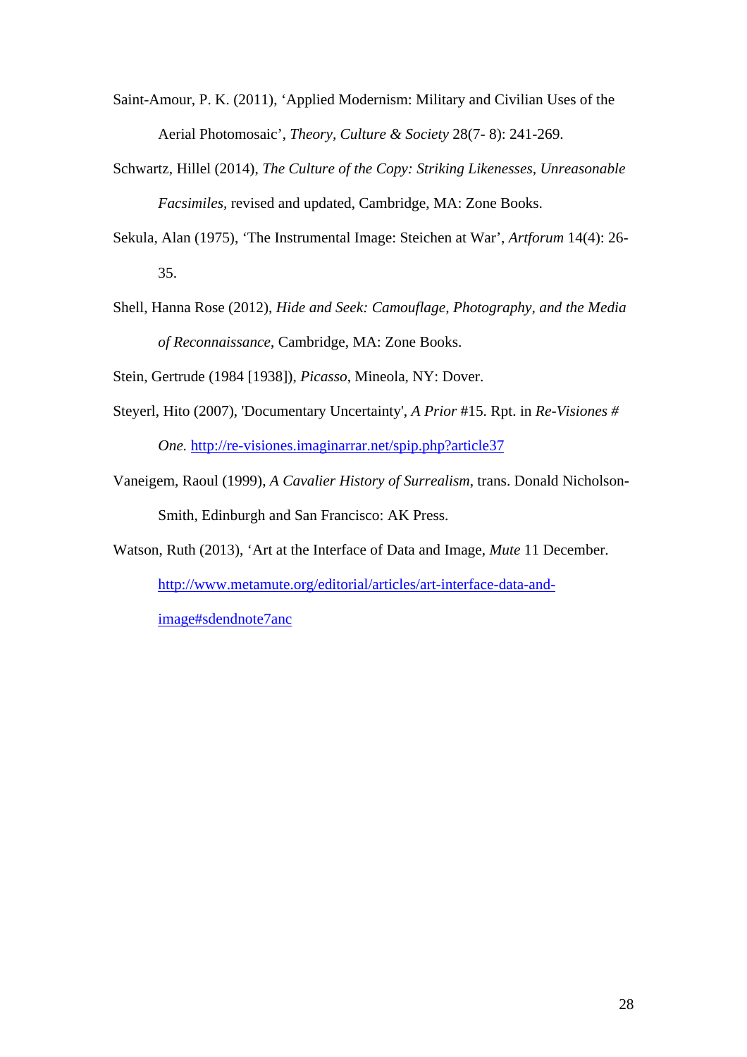Saint-Amour, P. K. (2011), 'Applied Modernism: Military and Civilian Uses of the Aerial Photomosaic', *Theory, Culture & Society* 28(7- 8): 241-269.

Schwartz, Hillel (2014), *The Culture of the Copy: Striking Likenesses, Unreasonable Facsimiles*, revised and updated, Cambridge, MA: Zone Books.

Sekula, Alan (1975), 'The Instrumental Image: Steichen at War', *Artforum* 14(4): 26-35.

Shell, Hanna Rose (2012), *Hide and Seek: Camouflage, Photography, and the Media of Reconnaissance*, Cambridge, MA: Zone Books.

Stein, Gertrude (1984 [1938]), *Picasso*, Mineola, NY: Dover.

Steyerl, Hito (2007), 'Documentary Uncertainty', *A Prior* #15. Rpt. in *Re-Visiones # One.* http://re-visiones.imaginarrar.net/spip.php?article37

Vaneigem, Raoul (1999), *A Cavalier History of Surrealism*, trans. Donald Nicholson-Smith, Edinburgh and San Francisco: AK Press.

Watson, Ruth (2013), 'Art at the Interface of Data and Image, *Mute* 11 December. http://www.metamute.org/editorial/articles/art-interface-data-and-image#sdendnote7anc